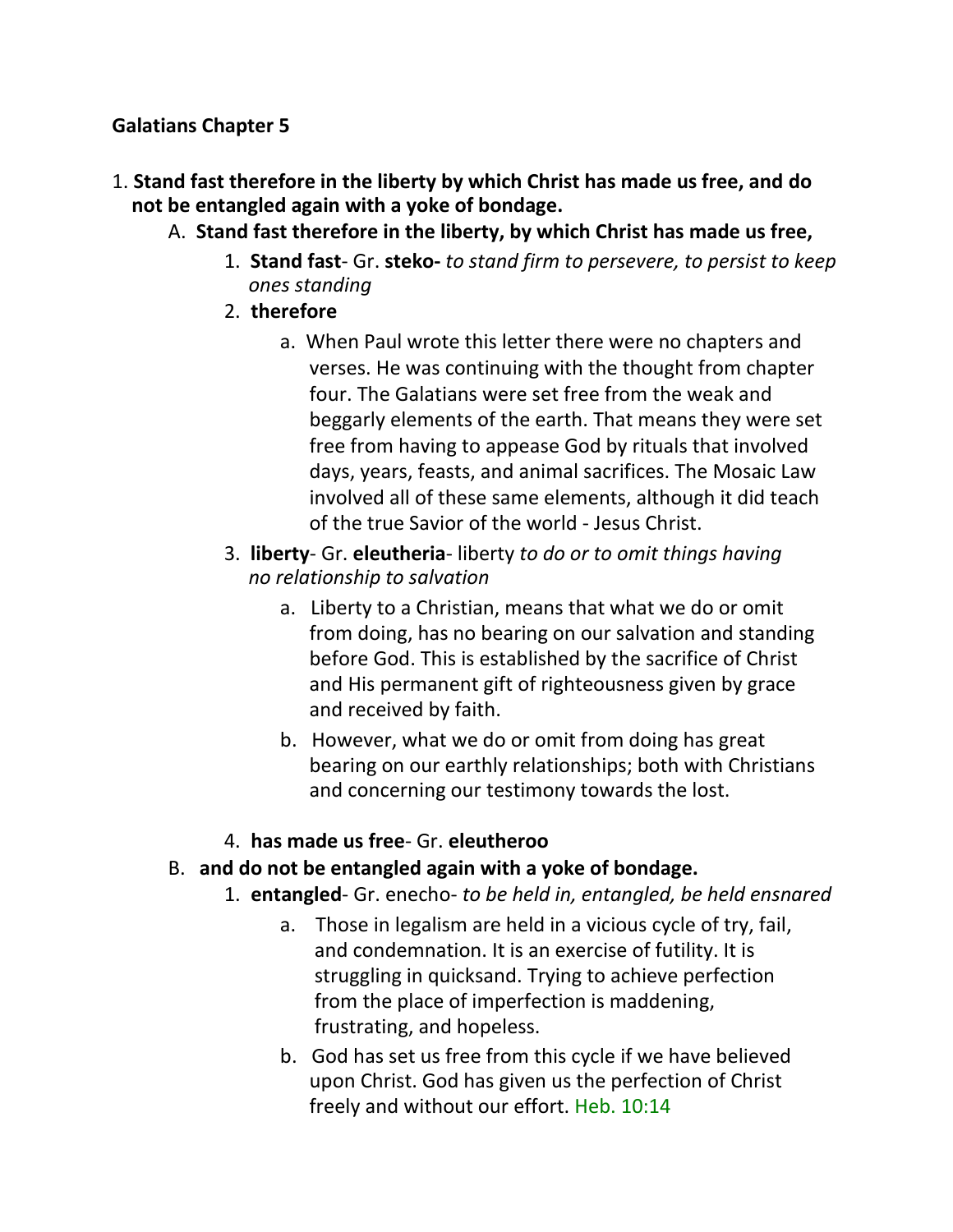**Galatians Chapter 5**

1. **Stand fast therefore in the liberty by which Christ has made us free, and do not be entangled again with a yoke of bondage.**
    - A. **Stand fast therefore in the liberty, by which Christ has made us free,**
        1. **Stand fast**- Gr. **steko-** *to stand firm to persevere, to persist to keep ones standing*
        2. **therefore**
            - a. When Paul wrote this letter there were no chapters and verses. He was continuing with the thought from chapter four. The Galatians were set free from the weak and beggarly elements of the earth. That means they were set free from having to appease God by rituals that involved days, years, feasts, and animal sacrifices. The Mosaic Law involved all of these same elements, although it did teach of the true Savior of the world - Jesus Christ.
        3. **liberty**- Gr. **eleutheria**- liberty *to do or to omit things having no relationship to salvation*
            - a. Liberty to a Christian, means that what we do or omit from doing, has no bearing on our salvation and standing before God. This is established by the sacrifice of Christ and His permanent gift of righteousness given by grace and received by faith.
            - b. However, what we do or omit from doing has great bearing on our earthly relationships; both with Christians and concerning our testimony towards the lost.
        4. **has made us free**- Gr. **eleutheroo**
    - B. **and do not be entangled again with a yoke of bondage.**
        1. **entangled**- Gr. enecho- *to be held in, entangled, be held ensnared*
            - a. Those in legalism are held in a vicious cycle of try, fail, and condemnation. It is an exercise of futility. It is struggling in quicksand. Trying to achieve perfection from the place of imperfection is maddening, frustrating, and hopeless.
            - b. God has set us free from this cycle if we have believed upon Christ. God has given us the perfection of Christ freely and without our effort. Heb. 10:14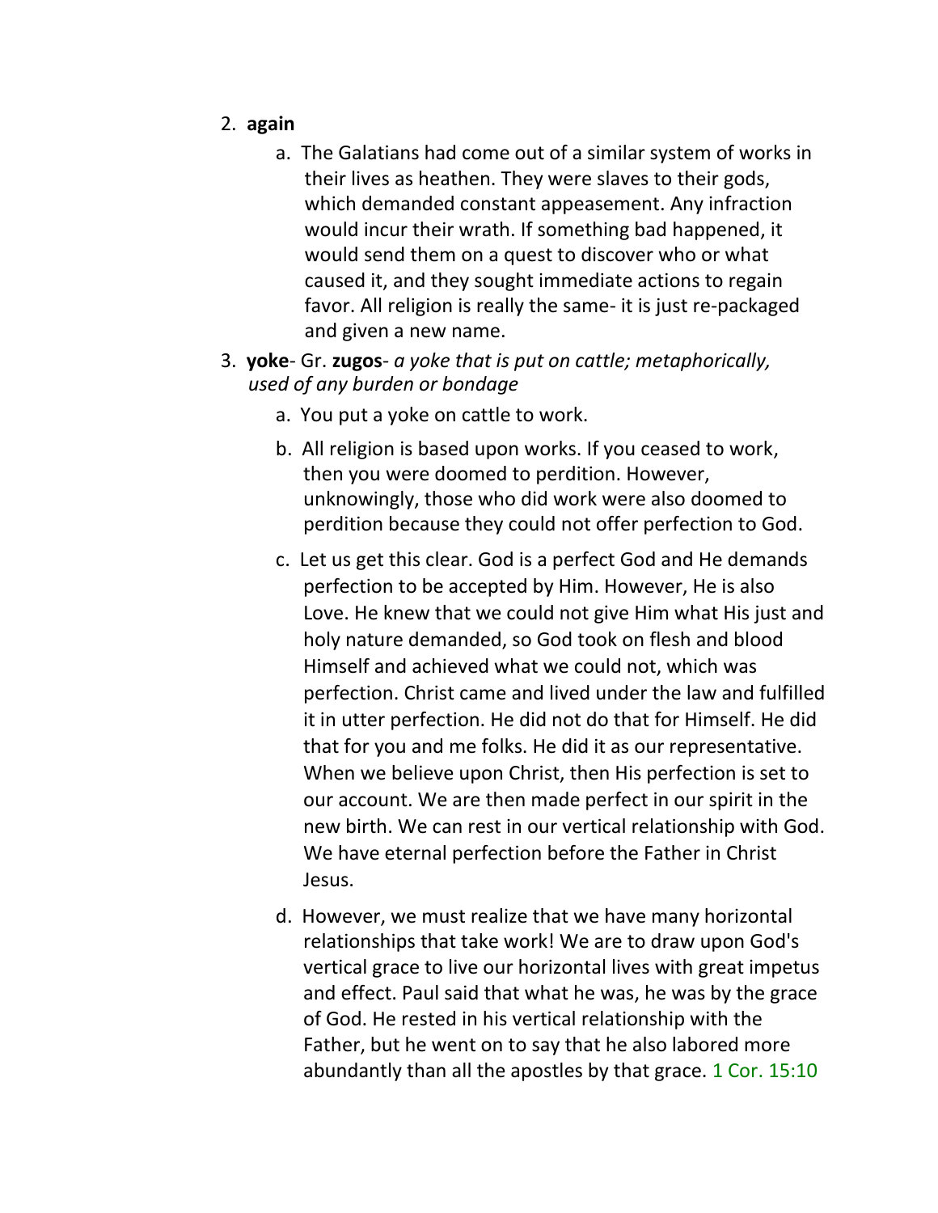2. **again**
    a. The Galatians had come out of a similar system of works in their lives as heathen. They were slaves to their gods, which demanded constant appeasement. Any infraction would incur their wrath. If something bad happened, it would send them on a quest to discover who or what caused it, and they sought immediate actions to regain favor. All religion is really the same- it is just re-packaged and given a new name.
3. **yoke**- Gr. **zugos**- *a yoke that is put on cattle; metaphorically, used of any burden or bondage*
    a. You put a yoke on cattle to work.
    b. All religion is based upon works. If you ceased to work, then you were doomed to perdition. However, unknowingly, those who did work were also doomed to perdition because they could not offer perfection to God.
    c. Let us get this clear. God is a perfect God and He demands perfection to be accepted by Him. However, He is also Love. He knew that we could not give Him what His just and holy nature demanded, so God took on flesh and blood Himself and achieved what we could not, which was perfection. Christ came and lived under the law and fulfilled it in utter perfection. He did not do that for Himself. He did that for you and me folks. He did it as our representative. When we believe upon Christ, then His perfection is set to our account. We are then made perfect in our spirit in the new birth. We can rest in our vertical relationship with God. We have eternal perfection before the Father in Christ Jesus.
    d. However, we must realize that we have many horizontal relationships that take work! We are to draw upon God's vertical grace to live our horizontal lives with great impetus and effect. Paul said that what he was, he was by the grace of God. He rested in his vertical relationship with the Father, but he went on to say that he also labored more abundantly than all the apostles by that grace. 1 Cor. 15:10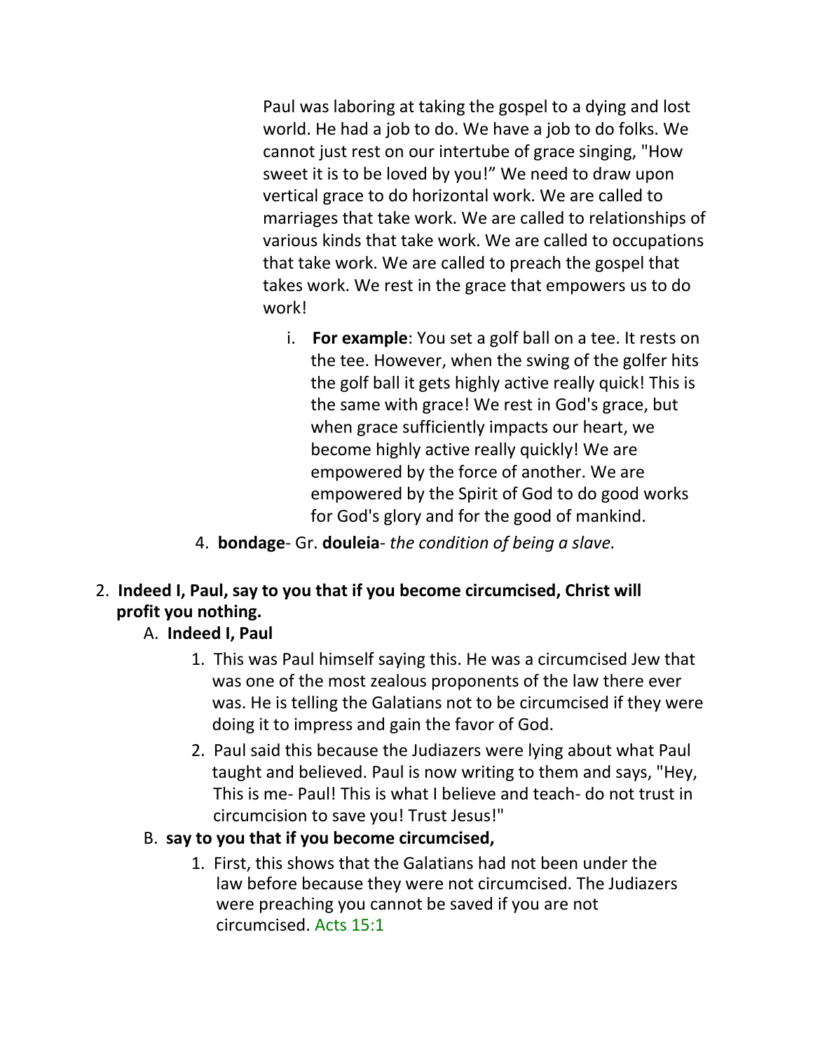Paul was laboring at taking the gospel to a dying and lost world. He had a job to do. We have a job to do folks. We cannot just rest on our intertube of grace singing, "How sweet it is to be loved by you!" We need to draw upon vertical grace to do horizontal work. We are called to marriages that take work. We are called to relationships of various kinds that take work. We are called to occupations that take work. We are called to preach the gospel that takes work. We rest in the grace that empowers us to do work!

i. **For example**: You set a golf ball on a tee. It rests on the tee. However, when the swing of the golfer hits the golf ball it gets highly active really quick! This is the same with grace! We rest in God's grace, but when grace sufficiently impacts our heart, we become highly active really quickly! We are empowered by the force of another. We are empowered by the Spirit of God to do good works for God's glory and for the good of mankind.

4. **bondage**- Gr. **douleia**- *the condition of being a slave.*

2. **Indeed I, Paul, say to you that if you become circumcised, Christ will profit you nothing.**

A. **Indeed I, Paul**

1. This was Paul himself saying this. He was a circumcised Jew that was one of the most zealous proponents of the law there ever was. He is telling the Galatians not to be circumcised if they were doing it to impress and gain the favor of God.

2. Paul said this because the Judiazers were lying about what Paul taught and believed. Paul is now writing to them and says, "Hey, This is me- Paul! This is what I believe and teach- do not trust in circumcision to save you! Trust Jesus!"

B. **say to you that if you become circumcised,**

1. First, this shows that the Galatians had not been under the law before because they were not circumcised. The Judiazers were preaching you cannot be saved if you are not circumcised. Acts 15:1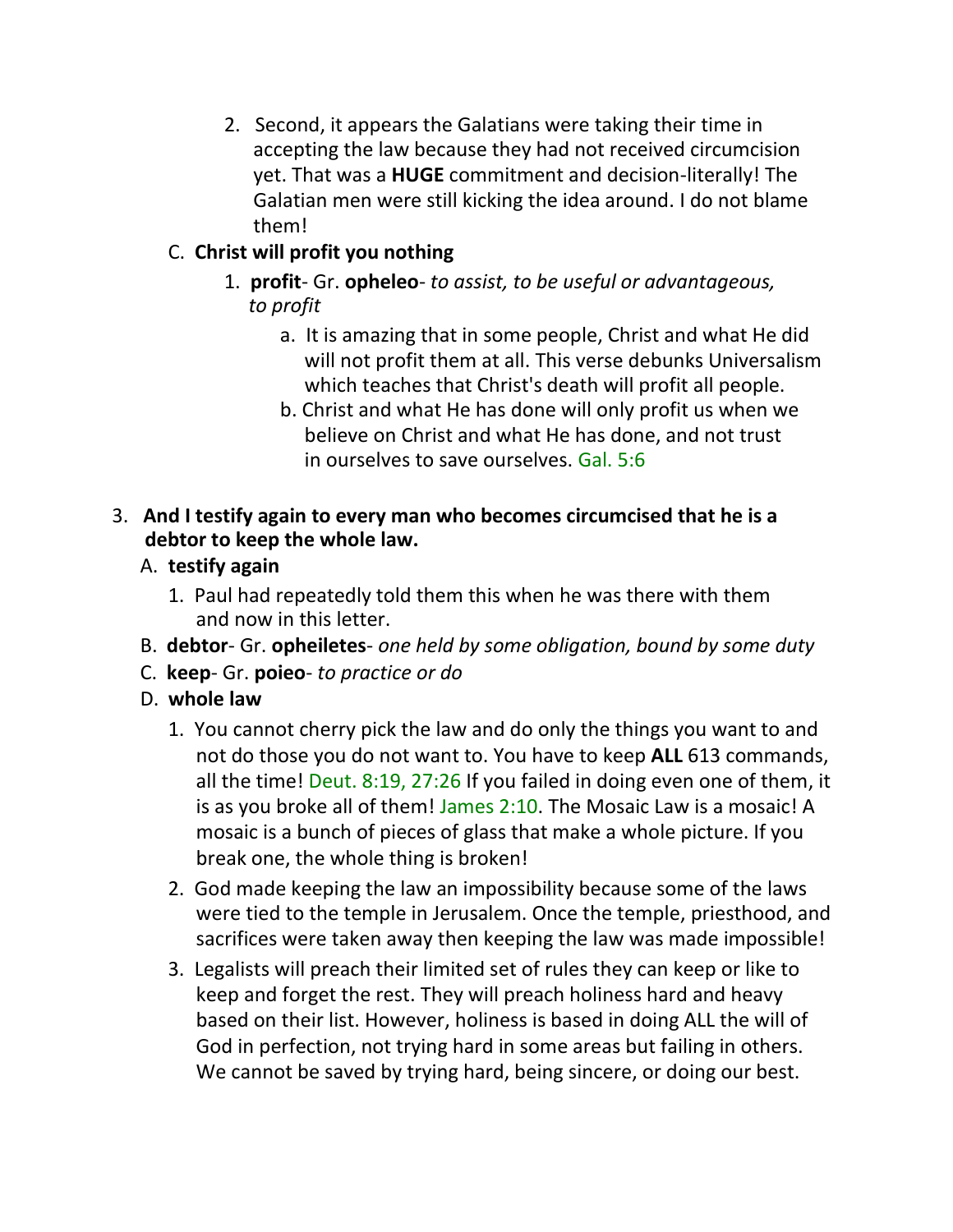2. Second, it appears the Galatians were taking their time in accepting the law because they had not received circumcision yet. That was a **HUGE** commitment and decision-literally! The Galatian men were still kicking the idea around. I do not blame them!

C. **Christ will profit you nothing**

1. **profit**- Gr. **opheleo**- *to assist, to be useful or advantageous, to profit*

   a. It is amazing that in some people, Christ and what He did will not profit them at all. This verse debunks Universalism which teaches that Christ's death will profit all people.

   b. Christ and what He has done will only profit us when we believe on Christ and what He has done, and not trust in ourselves to save ourselves. Gal. 5:6

3. **And I testify again to every man who becomes circumcised that he is a debtor to keep the whole law.**

A. **testify again**

1. Paul had repeatedly told them this when he was there with them and now in this letter.

B. **debtor**- Gr. **opheiletes**- *one held by some obligation, bound by some duty*

C. **keep**- Gr. **poieo**- *to practice or do*

D. **whole law**

1. You cannot cherry pick the law and do only the things you want to and not do those you do not want to. You have to keep **ALL** 613 commands, all the time! Deut. 8:19, 27:26 If you failed in doing even one of them, it is as you broke all of them! James 2:10. The Mosaic Law is a mosaic! A mosaic is a bunch of pieces of glass that make a whole picture. If you break one, the whole thing is broken!

2. God made keeping the law an impossibility because some of the laws were tied to the temple in Jerusalem. Once the temple, priesthood, and sacrifices were taken away then keeping the law was made impossible!

3. Legalists will preach their limited set of rules they can keep or like to keep and forget the rest. They will preach holiness hard and heavy based on their list. However, holiness is based in doing ALL the will of God in perfection, not trying hard in some areas but failing in others. We cannot be saved by trying hard, being sincere, or doing our best.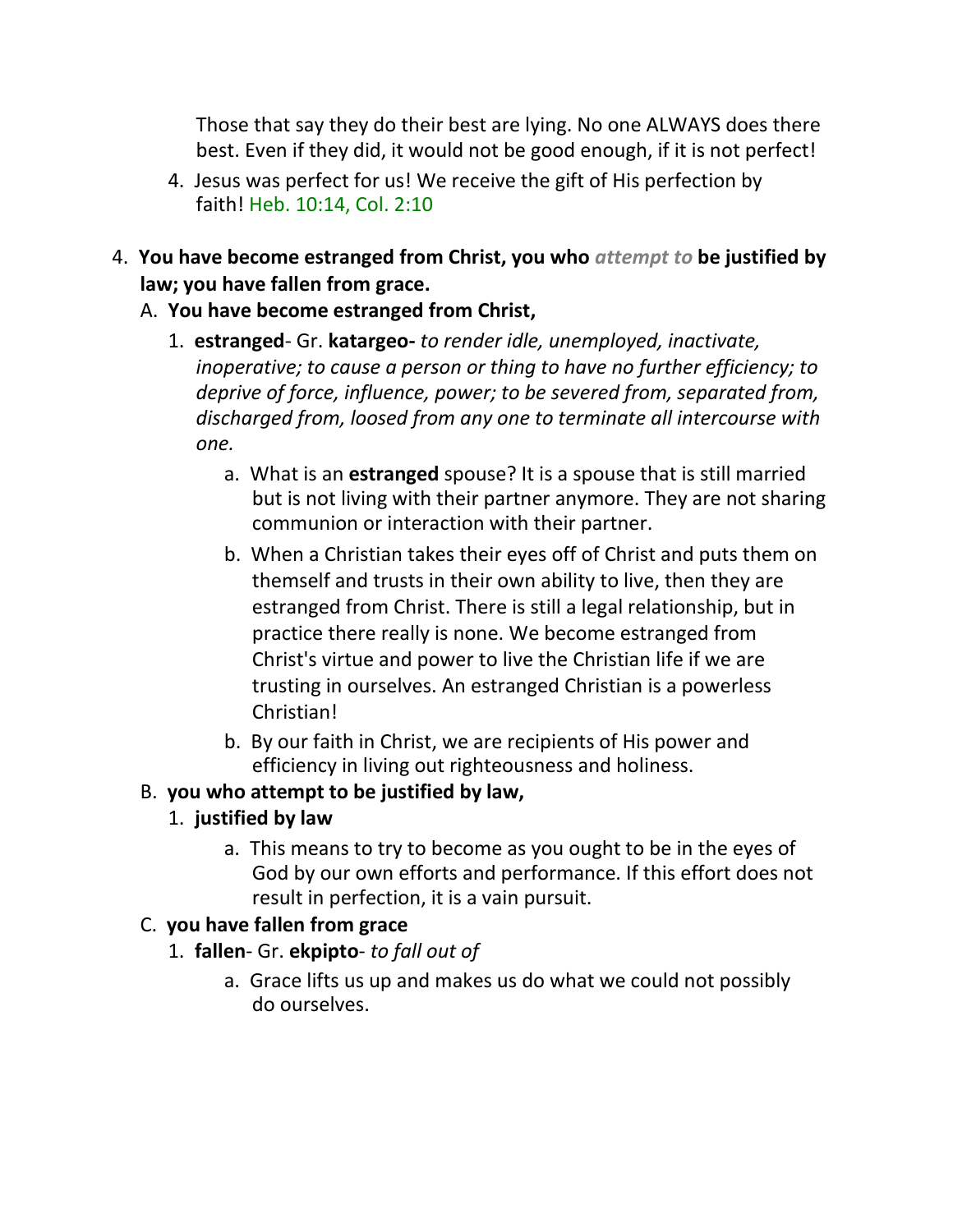Those that say they do their best are lying. No one ALWAYS does there best. Even if they did, it would not be good enough, if it is not perfect!

4. Jesus was perfect for us! We receive the gift of His perfection by faith! Heb. 10:14, Col. 2:10

4. **You have become estranged from Christ, you who *attempt to* be justified by law; you have fallen from grace.**
   A. **You have become estranged from Christ,**
      1. **estranged**- Gr. **katargeo-** *to render idle, unemployed, inactivate, inoperative; to cause a person or thing to have no further efficiency; to deprive of force, influence, power; to be severed from, separated from, discharged from, loosed from any one to terminate all intercourse with one.*
         a. What is an **estranged** spouse? It is a spouse that is still married but is not living with their partner anymore. They are not sharing communion or interaction with their partner.
         b. When a Christian takes their eyes off of Christ and puts them on themself and trusts in their own ability to live, then they are estranged from Christ. There is still a legal relationship, but in practice there really is none. We become estranged from Christ's virtue and power to live the Christian life if we are trusting in ourselves. An estranged Christian is a powerless Christian!
         b. By our faith in Christ, we are recipients of His power and efficiency in living out righteousness and holiness.
   B. **you who attempt to be justified by law,**
      1. **justified by law**
         a. This means to try to become as you ought to be in the eyes of God by our own efforts and performance. If this effort does not result in perfection, it is a vain pursuit.
   C. **you have fallen from grace**
      1. **fallen**- Gr. **ekpipto**- *to fall out of*
         a. Grace lifts us up and makes us do what we could not possibly do ourselves.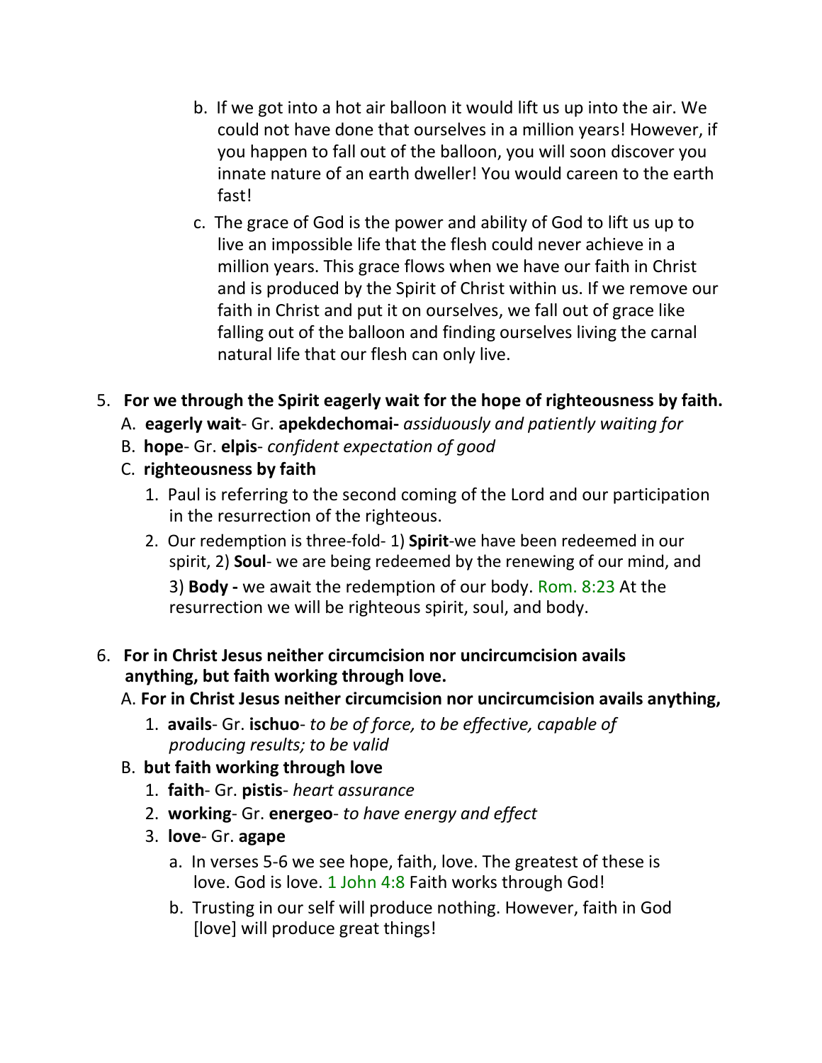b. If we got into a hot air balloon it would lift us up into the air. We could not have done that ourselves in a million years! However, if you happen to fall out of the balloon, you will soon discover you innate nature of an earth dweller! You would careen to the earth fast!

c. The grace of God is the power and ability of God to lift us up to live an impossible life that the flesh could never achieve in a million years. This grace flows when we have our faith in Christ and is produced by the Spirit of Christ within us. If we remove our faith in Christ and put it on ourselves, we fall out of grace like falling out of the balloon and finding ourselves living the carnal natural life that our flesh can only live.

5. **For we through the Spirit eagerly wait for the hope of righteousness by faith.**
   - A. **eagerly wait**- Gr. **apekdechomai-** *assiduously and patiently waiting for*
   - B. **hope**- Gr. **elpis**- *confident expectation of good*
   - C. **righteousness by faith**
     1. Paul is referring to the second coming of the Lord and our participation in the resurrection of the righteous.
     2. Our redemption is three-fold- 1) **Spirit**-we have been redeemed in our spirit, 2) **Soul**- we are being redeemed by the renewing of our mind, and 3) **Body -** we await the redemption of our body. Rom. 8:23 At the resurrection we will be righteous spirit, soul, and body.

6. **For in Christ Jesus neither circumcision nor uncircumcision avails anything, but faith working through love.**
   - A. **For in Christ Jesus neither circumcision nor uncircumcision avails anything,**
     1. **avails**- Gr. **ischuo**- *to be of force, to be effective, capable of producing results; to be valid*
   - B. **but faith working through love**
     1. **faith**- Gr. **pistis**- *heart assurance*
     2. **working**- Gr. **energeo**- *to have energy and effect*
     3. **love**- Gr. **agape**
        - a. In verses 5-6 we see hope, faith, love. The greatest of these is love. God is love. 1 John 4:8 Faith works through God!
        - b. Trusting in our self will produce nothing. However, faith in God [love] will produce great things!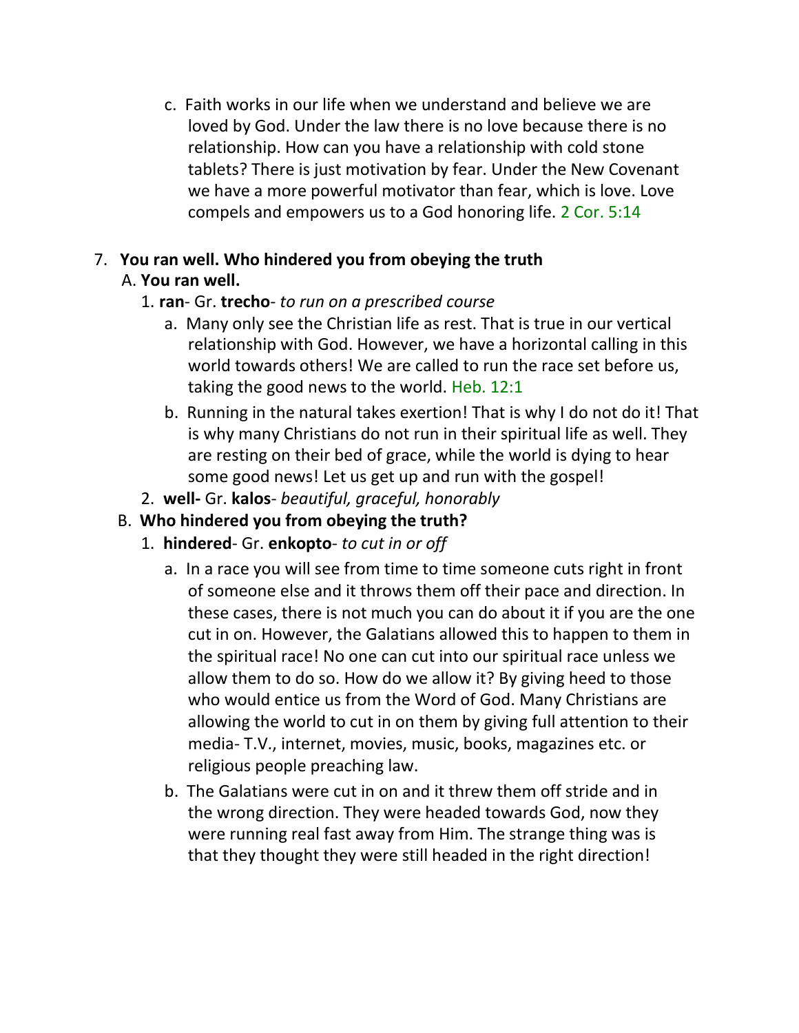c. Faith works in our life when we understand and believe we are loved by God. Under the law there is no love because there is no relationship. How can you have a relationship with cold stone tablets? There is just motivation by fear. Under the New Covenant we have a more powerful motivator than fear, which is love. Love compels and empowers us to a God honoring life. 2 Cor. 5:14

7. **You ran well. Who hindered you from obeying the truth**

   A. **You ran well.**

   1. **ran**- Gr. **trecho**- *to run on a prescribed course*

      a. Many only see the Christian life as rest. That is true in our vertical relationship with God. However, we have a horizontal calling in this world towards others! We are called to run the race set before us, taking the good news to the world. Heb. 12:1

      b. Running in the natural takes exertion! That is why I do not do it! That is why many Christians do not run in their spiritual life as well. They are resting on their bed of grace, while the world is dying to hear some good news! Let us get up and run with the gospel!

   2. **well-** Gr. **kalos**- *beautiful, graceful, honorably*

   B. **Who hindered you from obeying the truth?**

   1. **hindered**- Gr. **enkopto**- *to cut in or off*

      a. In a race you will see from time to time someone cuts right in front of someone else and it throws them off their pace and direction. In these cases, there is not much you can do about it if you are the one cut in on. However, the Galatians allowed this to happen to them in the spiritual race! No one can cut into our spiritual race unless we allow them to do so. How do we allow it? By giving heed to those who would entice us from the Word of God. Many Christians are allowing the world to cut in on them by giving full attention to their media- T.V., internet, movies, music, books, magazines etc. or religious people preaching law.

      b. The Galatians were cut in on and it threw them off stride and in the wrong direction. They were headed towards God, now they were running real fast away from Him. The strange thing was is that they thought they were still headed in the right direction!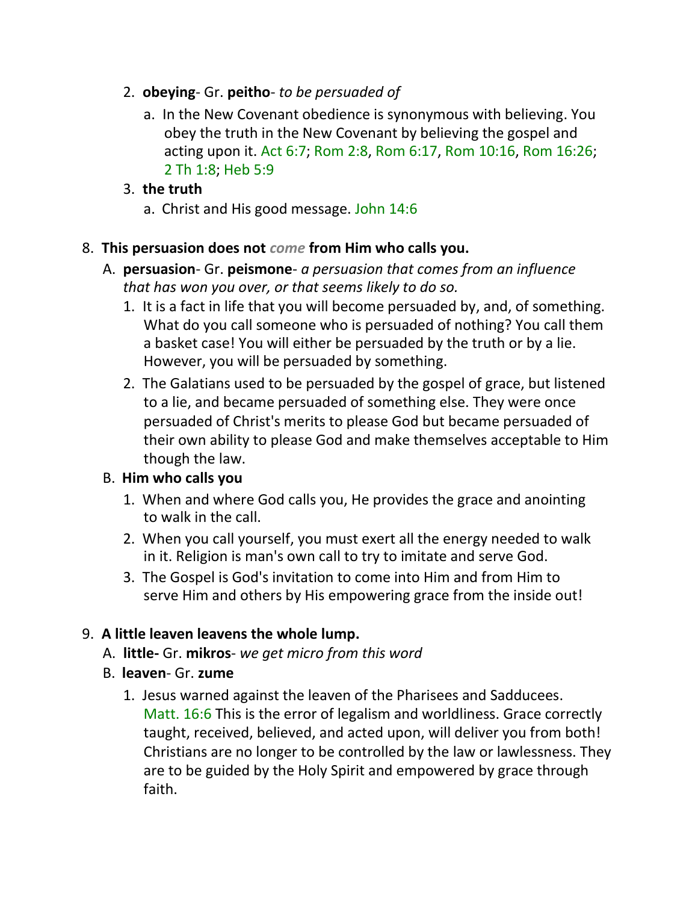2. **obeying**- Gr. **peitho**- *to be persuaded of*
    a. In the New Covenant obedience is synonymous with believing. You obey the truth in the New Covenant by believing the gospel and acting upon it. Act 6:7; Rom 2:8, Rom 6:17, Rom 10:16, Rom 16:26; 2 Th 1:8; Heb 5:9
3. **the truth**
    a. Christ and His good message. John 14:6

8. **This persuasion does not *come* from Him who calls you.**
    A. **persuasion**- Gr. **peismone**- *a persuasion that comes from an influence that has won you over, or that seems likely to do so.*
        1. It is a fact in life that you will become persuaded by, and, of something. What do you call someone who is persuaded of nothing? You call them a basket case! You will either be persuaded by the truth or by a lie. However, you will be persuaded by something.
        2. The Galatians used to be persuaded by the gospel of grace, but listened to a lie, and became persuaded of something else. They were once persuaded of Christ's merits to please God but became persuaded of their own ability to please God and make themselves acceptable to Him though the law.
    B. **Him who calls you**
        1. When and where God calls you, He provides the grace and anointing to walk in the call.
        2. When you call yourself, you must exert all the energy needed to walk in it. Religion is man's own call to try to imitate and serve God.
        3. The Gospel is God's invitation to come into Him and from Him to serve Him and others by His empowering grace from the inside out!

9. **A little leaven leavens the whole lump.**
    A. **little-** Gr. **mikros**- *we get micro from this word*
    B. **leaven**- Gr. **zume**
        1. Jesus warned against the leaven of the Pharisees and Sadducees. Matt. 16:6 This is the error of legalism and worldliness. Grace correctly taught, received, believed, and acted upon, will deliver you from both! Christians are no longer to be controlled by the law or lawlessness. They are to be guided by the Holy Spirit and empowered by grace through faith.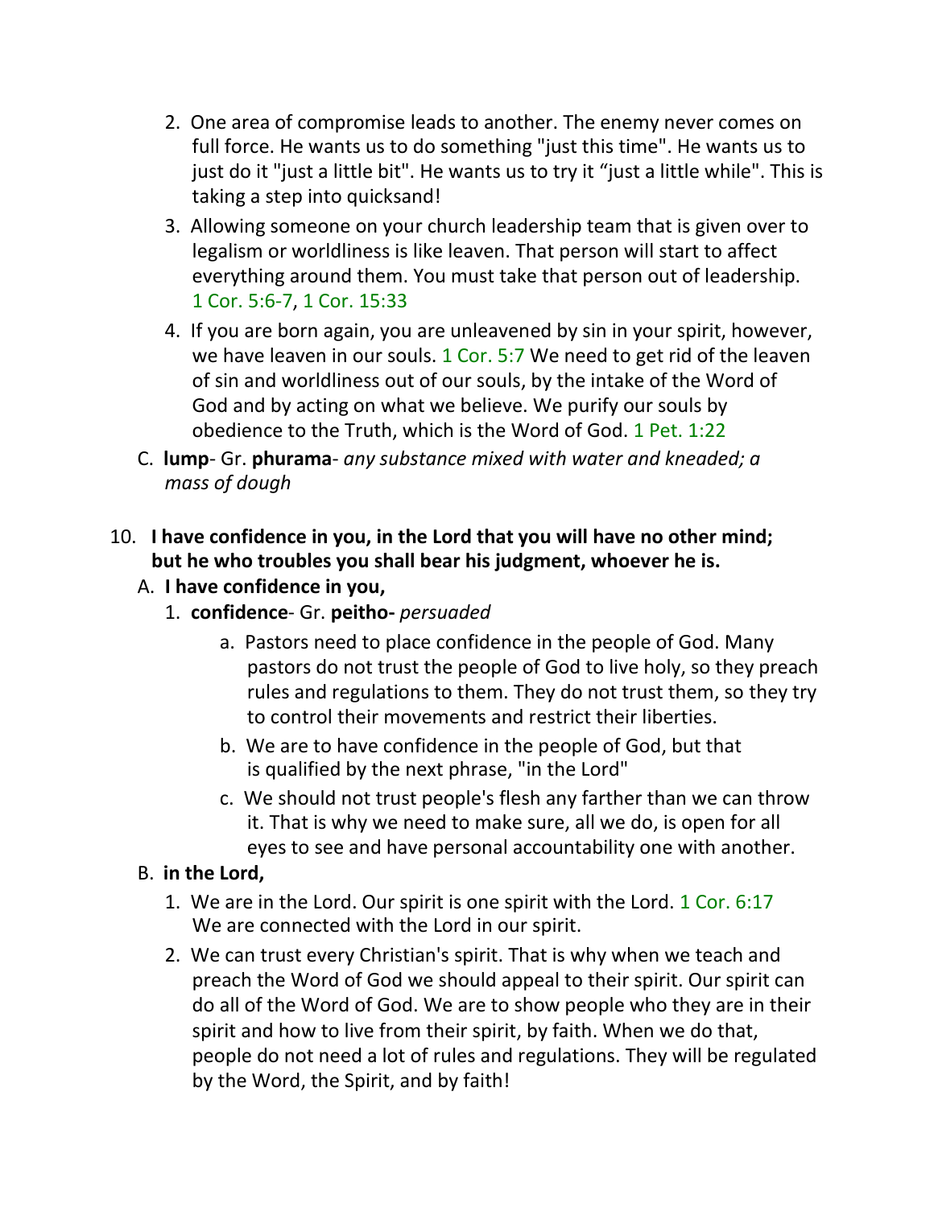2. One area of compromise leads to another. The enemy never comes on full force. He wants us to do something "just this time". He wants us to just do it "just a little bit". He wants us to try it “just a little while". This is taking a step into quicksand!

3. Allowing someone on your church leadership team that is given over to legalism or worldliness is like leaven. That person will start to affect everything around them. You must take that person out of leadership. 1 Cor. 5:6-7, 1 Cor. 15:33

4. If you are born again, you are unleavened by sin in your spirit, however, we have leaven in our souls. 1 Cor. 5:7 We need to get rid of the leaven of sin and worldliness out of our souls, by the intake of the Word of God and by acting on what we believe. We purify our souls by obedience to the Truth, which is the Word of God. 1 Pet. 1:22

C. **lump**- Gr. **phurama**- *any substance mixed with water and kneaded; a mass of dough*

10. **I have confidence in you, in the Lord that you will have no other mind; but he who troubles you shall bear his judgment, whoever he is.**

A. **I have confidence in you,**

1. **confidence**- Gr. **peitho-** *persuaded*

a. Pastors need to place confidence in the people of God. Many pastors do not trust the people of God to live holy, so they preach rules and regulations to them. They do not trust them, so they try to control their movements and restrict their liberties.

b. We are to have confidence in the people of God, but that is qualified by the next phrase, "in the Lord"

c. We should not trust people's flesh any farther than we can throw it. That is why we need to make sure, all we do, is open for all eyes to see and have personal accountability one with another.

B. **in the Lord,**

1. We are in the Lord. Our spirit is one spirit with the Lord. 1 Cor. 6:17 We are connected with the Lord in our spirit.

2. We can trust every Christian's spirit. That is why when we teach and preach the Word of God we should appeal to their spirit. Our spirit can do all of the Word of God. We are to show people who they are in their spirit and how to live from their spirit, by faith. When we do that, people do not need a lot of rules and regulations. They will be regulated by the Word, the Spirit, and by faith!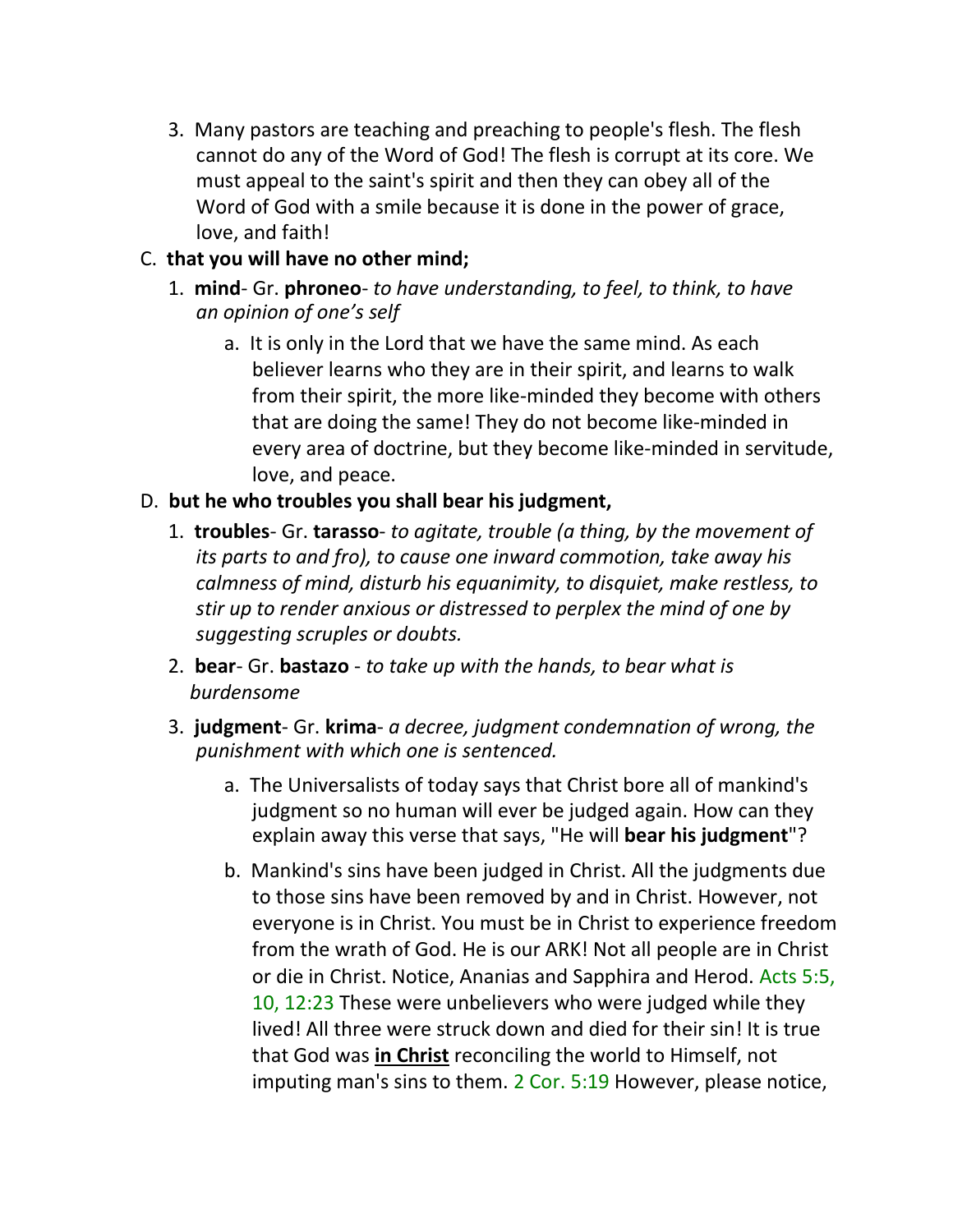3. Many pastors are teaching and preaching to people's flesh. The flesh cannot do any of the Word of God! The flesh is corrupt at its core. We must appeal to the saint's spirit and then they can obey all of the Word of God with a smile because it is done in the power of grace, love, and faith!

C. **that you will have no other mind;**

1. **mind**- Gr. **phroneo**- *to have understanding, to feel, to think, to have an opinion of one's self*

   a. It is only in the Lord that we have the same mind. As each believer learns who they are in their spirit, and learns to walk from their spirit, the more like-minded they become with others that are doing the same! They do not become like-minded in every area of doctrine, but they become like-minded in servitude, love, and peace.

D. **but he who troubles you shall bear his judgment,**

1. **troubles**- Gr. **tarasso**- *to agitate, trouble (a thing, by the movement of its parts to and fro), to cause one inward commotion, take away his calmness of mind, disturb his equanimity, to disquiet, make restless, to stir up to render anxious or distressed to perplex the mind of one by suggesting scruples or doubts.*

2. **bear**- Gr. **bastazo** - *to take up with the hands, to bear what is burdensome*

3. **judgment**- Gr. **krima**- *a decree, judgment condemnation of wrong, the punishment with which one is sentenced.*

   a. The Universalists of today says that Christ bore all of mankind's judgment so no human will ever be judged again. How can they explain away this verse that says, "He will **bear his judgment**"?

   b. Mankind's sins have been judged in Christ. All the judgments due to those sins have been removed by and in Christ. However, not everyone is in Christ. You must be in Christ to experience freedom from the wrath of God. He is our ARK! Not all people are in Christ or die in Christ. Notice, Ananias and Sapphira and Herod. Acts 5:5, 10, 12:23 These were unbelievers who were judged while they lived! All three were struck down and died for their sin! It is true that God was **<u>in Christ</u>** reconciling the world to Himself, not imputing man's sins to them. 2 Cor. 5:19 However, please notice,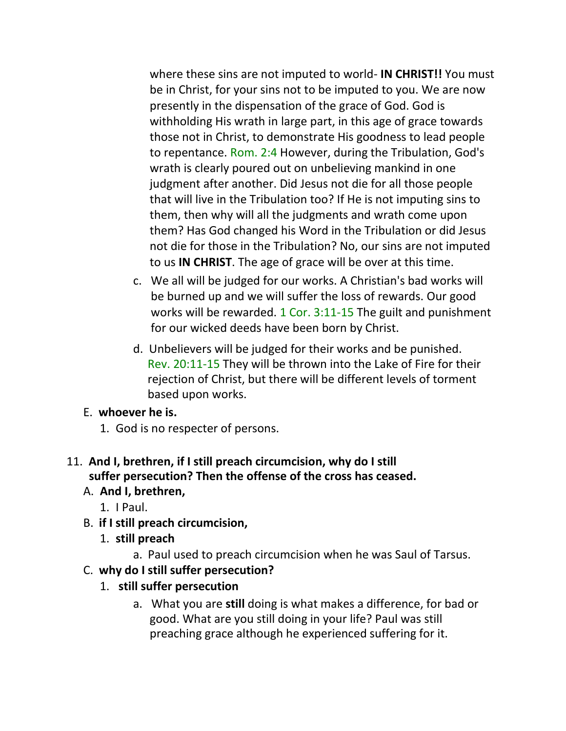where these sins are not imputed to world- **IN CHRIST!!** You must be in Christ, for your sins not to be imputed to you. We are now presently in the dispensation of the grace of God. God is withholding His wrath in large part, in this age of grace towards those not in Christ, to demonstrate His goodness to lead people to repentance. Rom. 2:4 However, during the Tribulation, God's wrath is clearly poured out on unbelieving mankind in one judgment after another. Did Jesus not die for all those people that will live in the Tribulation too? If He is not imputing sins to them, then why will all the judgments and wrath come upon them? Has God changed his Word in the Tribulation or did Jesus not die for those in the Tribulation? No, our sins are not imputed to us **IN CHRIST**. The age of grace will be over at this time.

c. We all will be judged for our works. A Christian's bad works will be burned up and we will suffer the loss of rewards. Our good works will be rewarded. 1 Cor. 3:11-15 The guilt and punishment for our wicked deeds have been born by Christ.

d. Unbelievers will be judged for their works and be punished. Rev. 20:11-15 They will be thrown into the Lake of Fire for their rejection of Christ, but there will be different levels of torment based upon works.

E. **whoever he is.**
   1. God is no respecter of persons.

11. **And I, brethren, if I still preach circumcision, why do I still suffer persecution? Then the offense of the cross has ceased.**
   A. **And I, brethren,**
      1. I Paul.
   B. **if I still preach circumcision,**
      1. **still preach**
         a. Paul used to preach circumcision when he was Saul of Tarsus.
   C. **why do I still suffer persecution?**
      1. **still suffer persecution**
         a. What you are **still** doing is what makes a difference, for bad or good. What are you still doing in your life? Paul was still preaching grace although he experienced suffering for it.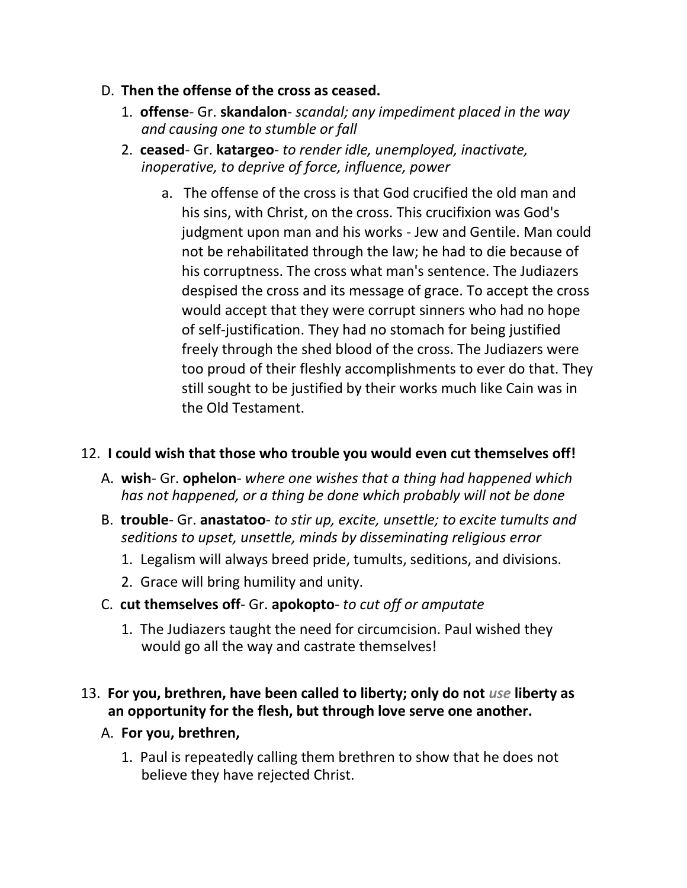D. **Then the offense of the cross as ceased.**

   1. **offense**- Gr. **skandalon**- *scandal; any impediment placed in the way and causing one to stumble or fall*
   2. **ceased**- Gr. **katargeo**- *to render idle, unemployed, inactivate, inoperative, to deprive of force, influence, power*

      a. The offense of the cross is that God crucified the old man and his sins, with Christ, on the cross. This crucifixion was God's judgment upon man and his works - Jew and Gentile. Man could not be rehabilitated through the law; he had to die because of his corruptness. The cross what man's sentence. The Judiazers despised the cross and its message of grace. To accept the cross would accept that they were corrupt sinners who had no hope of self-justification. They had no stomach for being justified freely through the shed blood of the cross. The Judiazers were too proud of their fleshly accomplishments to ever do that. They still sought to be justified by their works much like Cain was in the Old Testament.

12. **I could wish that those who trouble you would even cut themselves off!**

   A. **wish**- Gr. **ophelon**- *where one wishes that a thing had happened which has not happened, or a thing be done which probably will not be done*

   B. **trouble**- Gr. **anastatoo**- *to stir up, excite, unsettle; to excite tumults and seditions to upset, unsettle, minds by disseminating religious error*

      1. Legalism will always breed pride, tumults, seditions, and divisions.
      2. Grace will bring humility and unity.

   C. **cut themselves off**- Gr. **apokopto**- *to cut off or amputate*

      1. The Judiazers taught the need for circumcision. Paul wished they would go all the way and castrate themselves!

13. **For you, brethren, have been called to liberty; only do not *use* liberty as an opportunity for the flesh, but through love serve one another.**

   A. **For you, brethren,**

      1. Paul is repeatedly calling them brethren to show that he does not believe they have rejected Christ.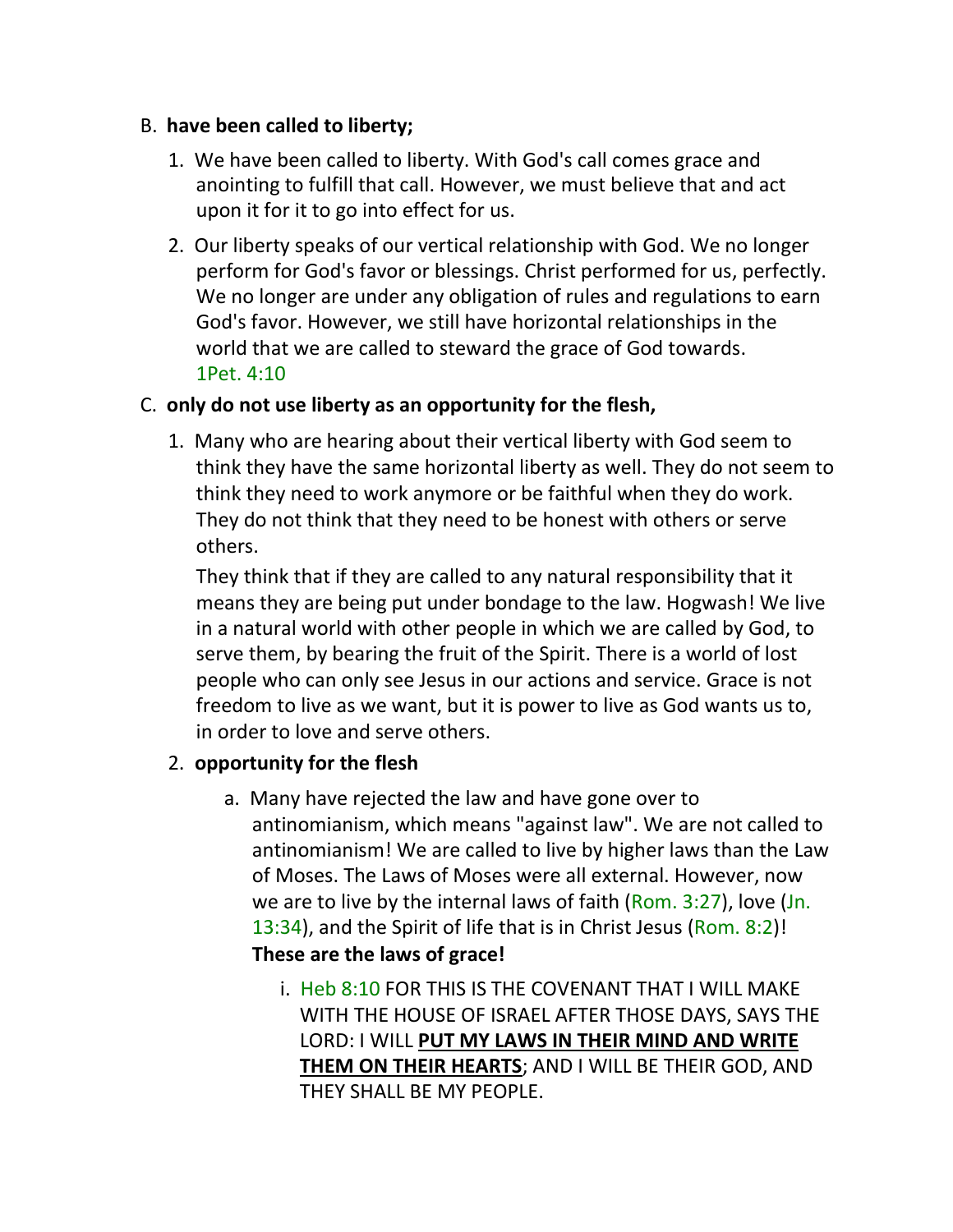B. **have been called to liberty;**

1. We have been called to liberty. With God's call comes grace and anointing to fulfill that call. However, we must believe that and act upon it for it to go into effect for us.

2. Our liberty speaks of our vertical relationship with God. We no longer perform for God's favor or blessings. Christ performed for us, perfectly. We no longer are under any obligation of rules and regulations to earn God's favor. However, we still have horizontal relationships in the world that we are called to steward the grace of God towards. 1Pet. 4:10

C. **only do not use liberty as an opportunity for the flesh,**

1. Many who are hearing about their vertical liberty with God seem to think they have the same horizontal liberty as well. They do not seem to think they need to work anymore or be faithful when they do work. They do not think that they need to be honest with others or serve others.

   They think that if they are called to any natural responsibility that it means they are being put under bondage to the law. Hogwash! We live in a natural world with other people in which we are called by God, to serve them, by bearing the fruit of the Spirit. There is a world of lost people who can only see Jesus in our actions and service. Grace is not freedom to live as we want, but it is power to live as God wants us to, in order to love and serve others.

2. **opportunity for the flesh**

   a. Many have rejected the law and have gone over to antinomianism, which means "against law". We are not called to antinomianism! We are called to live by higher laws than the Law of Moses. The Laws of Moses were all external. However, now we are to live by the internal laws of faith (Rom. 3:27), love (Jn. 13:34), and the Spirit of life that is in Christ Jesus (Rom. 8:2)! **These are the laws of grace!**

      i. Heb 8:10 FOR THIS IS THE COVENANT THAT I WILL MAKE WITH THE HOUSE OF ISRAEL AFTER THOSE DAYS, SAYS THE LORD: I WILL **PUT MY LAWS IN THEIR MIND AND WRITE THEM ON THEIR HEARTS**; AND I WILL BE THEIR GOD, AND THEY SHALL BE MY PEOPLE.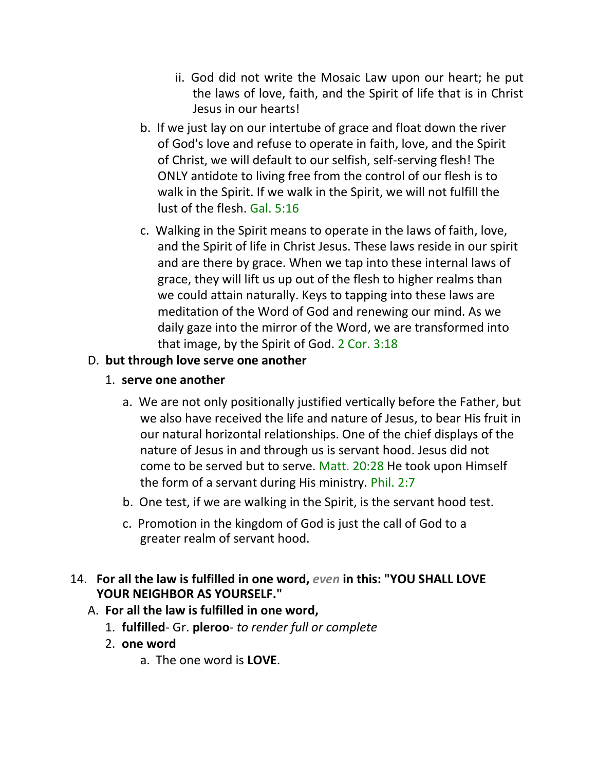ii. God did not write the Mosaic Law upon our heart; he put the laws of love, faith, and the Spirit of life that is in Christ Jesus in our hearts!

b. If we just lay on our intertube of grace and float down the river of God's love and refuse to operate in faith, love, and the Spirit of Christ, we will default to our selfish, self-serving flesh! The ONLY antidote to living free from the control of our flesh is to walk in the Spirit. If we walk in the Spirit, we will not fulfill the lust of the flesh. Gal. 5:16

c. Walking in the Spirit means to operate in the laws of faith, love, and the Spirit of life in Christ Jesus. These laws reside in our spirit and are there by grace. When we tap into these internal laws of grace, they will lift us up out of the flesh to higher realms than we could attain naturally. Keys to tapping into these laws are meditation of the Word of God and renewing our mind. As we daily gaze into the mirror of the Word, we are transformed into that image, by the Spirit of God. 2 Cor. 3:18

D. **but through love serve one another**

1. **serve one another**

a. We are not only positionally justified vertically before the Father, but we also have received the life and nature of Jesus, to bear His fruit in our natural horizontal relationships. One of the chief displays of the nature of Jesus in and through us is servant hood. Jesus did not come to be served but to serve. Matt. 20:28 He took upon Himself the form of a servant during His ministry. Phil. 2:7

b. One test, if we are walking in the Spirit, is the servant hood test.

c. Promotion in the kingdom of God is just the call of God to a greater realm of servant hood.

14. **For all the law is fulfilled in one word,** ***even*** **in this: "YOU SHALL LOVE YOUR NEIGHBOR AS YOURSELF."**

A. **For all the law is fulfilled in one word,**

1. **fulfilled**- Gr. **pleroo**- *to render full or complete*

2. **one word**

a. The one word is **LOVE**.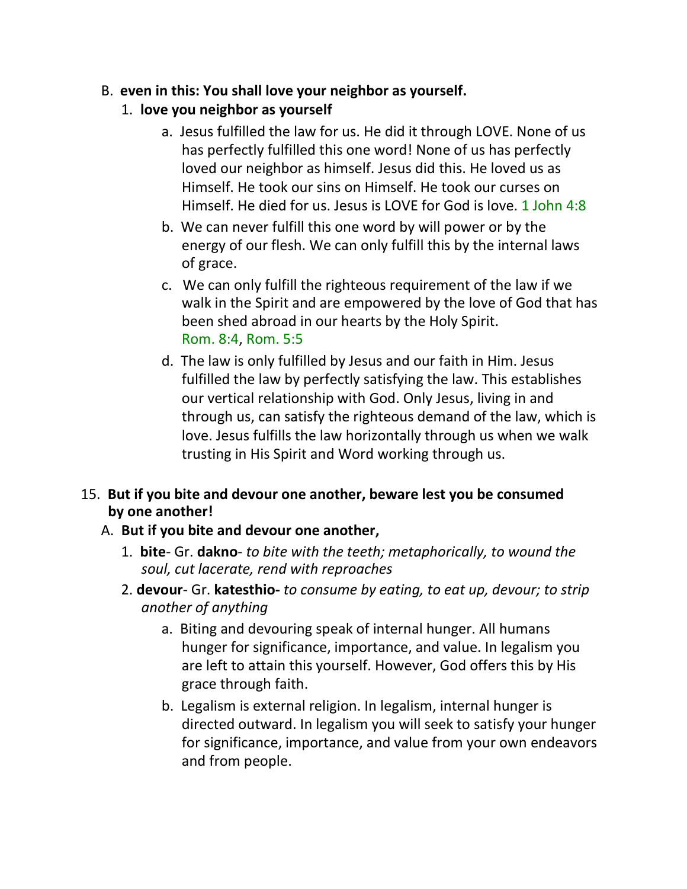B. **even in this: You shall love your neighbor as yourself.**

1. **love you neighbor as yourself**

    a. Jesus fulfilled the law for us. He did it through LOVE. None of us has perfectly fulfilled this one word! None of us has perfectly loved our neighbor as himself. Jesus did this. He loved us as Himself. He took our sins on Himself. He took our curses on Himself. He died for us. Jesus is LOVE for God is love. 1 John 4:8

    b. We can never fulfill this one word by will power or by the energy of our flesh. We can only fulfill this by the internal laws of grace.

    c. We can only fulfill the righteous requirement of the law if we walk in the Spirit and are empowered by the love of God that has been shed abroad in our hearts by the Holy Spirit. Rom. 8:4, Rom. 5:5

    d. The law is only fulfilled by Jesus and our faith in Him. Jesus fulfilled the law by perfectly satisfying the law. This establishes our vertical relationship with God. Only Jesus, living in and through us, can satisfy the righteous demand of the law, which is love. Jesus fulfills the law horizontally through us when we walk trusting in His Spirit and Word working through us.

15. **But if you bite and devour one another, beware lest you be consumed by one another!**

A. **But if you bite and devour one another,**

1. **bite**- Gr. **dakno**- *to bite with the teeth; metaphorically, to wound the soul, cut lacerate, rend with reproaches*

2. **devour**- Gr. **katesthio-** *to consume by eating, to eat up, devour; to strip another of anything*

    a. Biting and devouring speak of internal hunger. All humans hunger for significance, importance, and value. In legalism you are left to attain this yourself. However, God offers this by His grace through faith.

    b. Legalism is external religion. In legalism, internal hunger is directed outward. In legalism you will seek to satisfy your hunger for significance, importance, and value from your own endeavors and from people.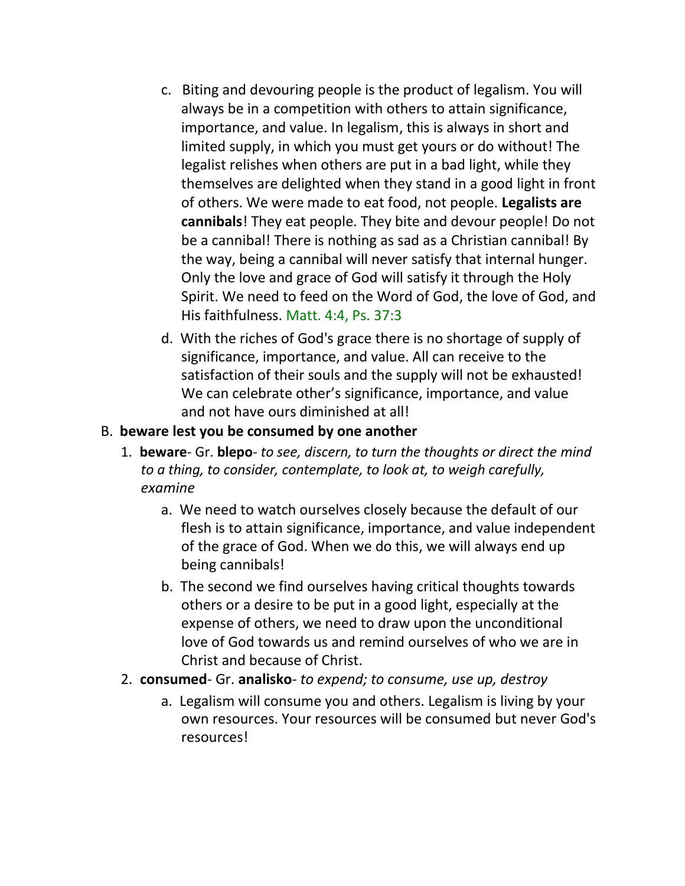c. Biting and devouring people is the product of legalism. You will always be in a competition with others to attain significance, importance, and value. In legalism, this is always in short and limited supply, in which you must get yours or do without! The legalist relishes when others are put in a bad light, while they themselves are delighted when they stand in a good light in front of others. We were made to eat food, not people. **Legalists are cannibals**! They eat people. They bite and devour people! Do not be a cannibal! There is nothing as sad as a Christian cannibal! By the way, being a cannibal will never satisfy that internal hunger. Only the love and grace of God will satisfy it through the Holy Spirit. We need to feed on the Word of God, the love of God, and His faithfulness. Matt. 4:4, Ps. 37:3

d. With the riches of God's grace there is no shortage of supply of significance, importance, and value. All can receive to the satisfaction of their souls and the supply will not be exhausted! We can celebrate other's significance, importance, and value and not have ours diminished at all!

B. **beware lest you be consumed by one another**

1. **beware**- Gr. **blepo**- *to see, discern, to turn the thoughts or direct the mind to a thing, to consider, contemplate, to look at, to weigh carefully, examine*

   a. We need to watch ourselves closely because the default of our flesh is to attain significance, importance, and value independent of the grace of God. When we do this, we will always end up being cannibals!

   b. The second we find ourselves having critical thoughts towards others or a desire to be put in a good light, especially at the expense of others, we need to draw upon the unconditional love of God towards us and remind ourselves of who we are in Christ and because of Christ.

2. **consumed**- Gr. **analisko**- *to expend; to consume, use up, destroy*

   a. Legalism will consume you and others. Legalism is living by your own resources. Your resources will be consumed but never God's resources!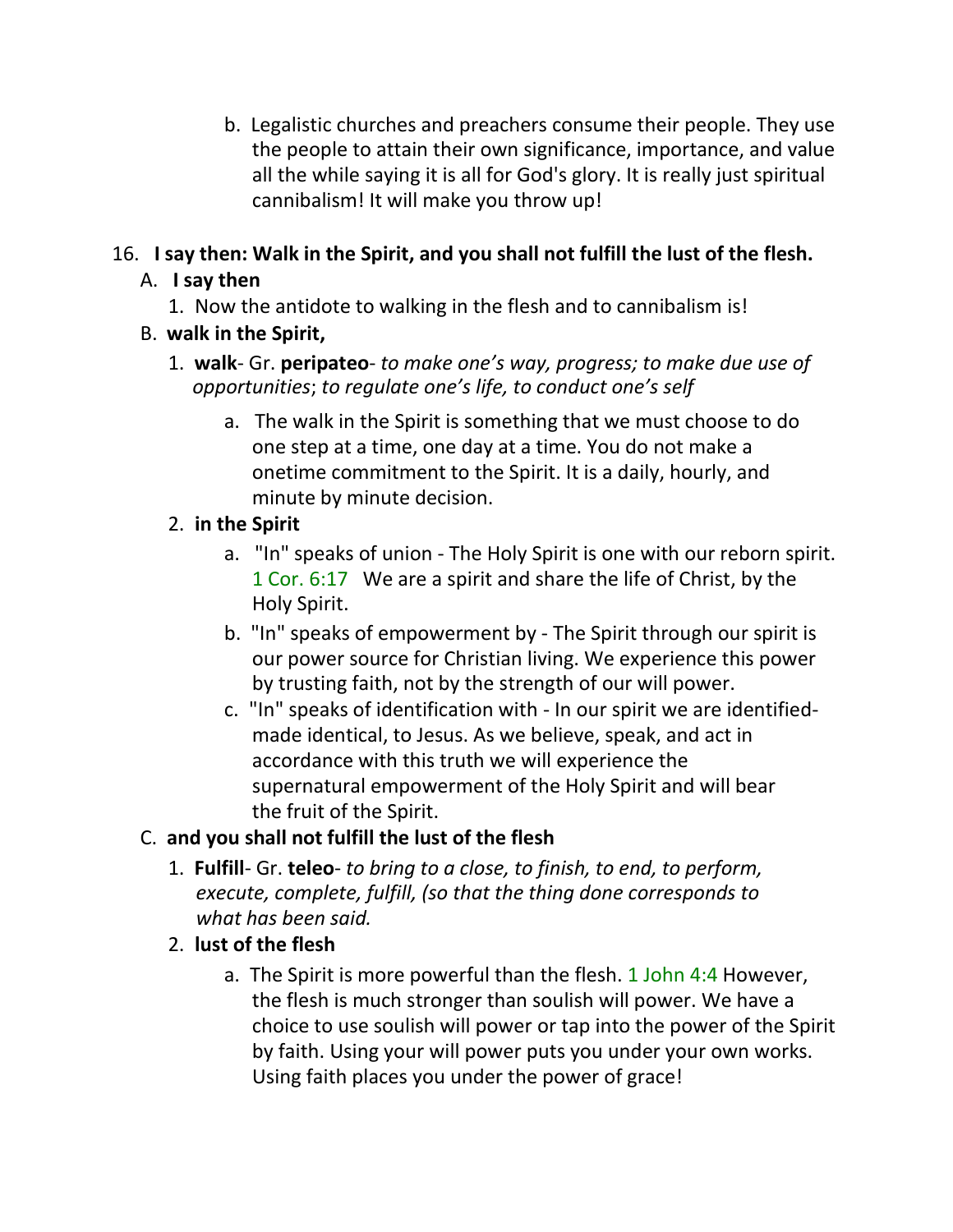b. Legalistic churches and preachers consume their people. They use the people to attain their own significance, importance, and value all the while saying it is all for God's glory. It is really just spiritual cannibalism! It will make you throw up!

16. **I say then: Walk in the Spirit, and you shall not fulfill the lust of the flesh.**

   A. **I say then**

      1. Now the antidote to walking in the flesh and to cannibalism is!

   B. **walk in the Spirit,**

      1. **walk**- Gr. **peripateo**- *to make one's way, progress; to make due use of opportunities*; *to regulate one's life, to conduct one's self*

         a. The walk in the Spirit is something that we must choose to do one step at a time, one day at a time. You do not make a onetime commitment to the Spirit. It is a daily, hourly, and minute by minute decision.

      2. **in the Spirit**

         a. "In" speaks of union - The Holy Spirit is one with our reborn spirit. 1 Cor. 6:17 We are a spirit and share the life of Christ, by the Holy Spirit.

         b. "In" speaks of empowerment by - The Spirit through our spirit is our power source for Christian living. We experience this power by trusting faith, not by the strength of our will power.

         c. "In" speaks of identification with - In our spirit we are identified- made identical, to Jesus. As we believe, speak, and act in accordance with this truth we will experience the supernatural empowerment of the Holy Spirit and will bear the fruit of the Spirit.

   C. **and you shall not fulfill the lust of the flesh**

      1. **Fulfill**- Gr. **teleo**- *to bring to a close, to finish, to end, to perform, execute, complete, fulfill, (so that the thing done corresponds to what has been said.*

      2. **lust of the flesh**

         a. The Spirit is more powerful than the flesh. 1 John 4:4 However, the flesh is much stronger than soulish will power. We have a choice to use soulish will power or tap into the power of the Spirit by faith. Using your will power puts you under your own works. Using faith places you under the power of grace!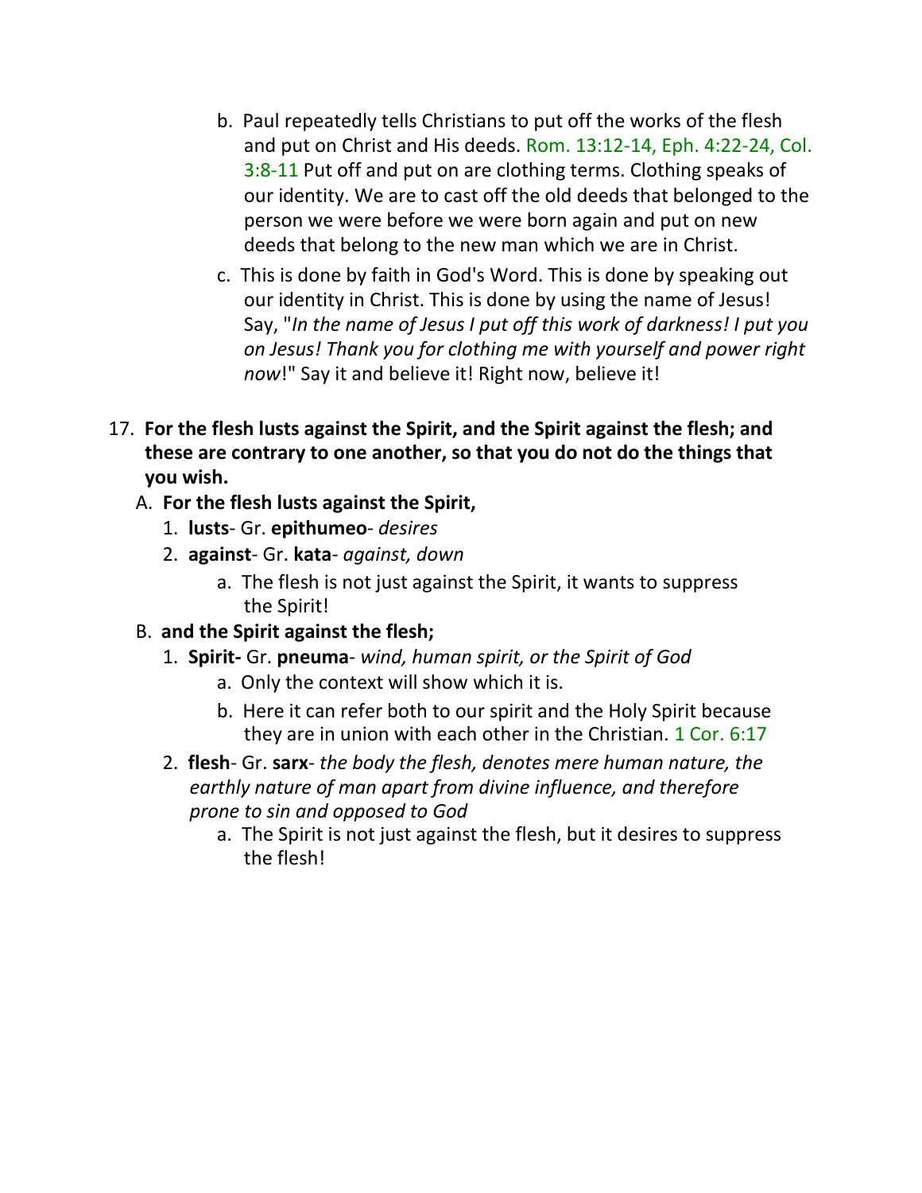b. Paul repeatedly tells Christians to put off the works of the flesh and put on Christ and His deeds. Rom. 13:12-14, Eph. 4:22-24, Col. 3:8-11 Put off and put on are clothing terms. Clothing speaks of our identity. We are to cast off the old deeds that belonged to the person we were before we were born again and put on new deeds that belong to the new man which we are in Christ.

c. This is done by faith in God's Word. This is done by speaking out our identity in Christ. This is done by using the name of Jesus! Say, "*In the name of Jesus I put off this work of darkness! I put you on Jesus! Thank you for clothing me with yourself and power right now*!" Say it and believe it! Right now, believe it!

17. **For the flesh lusts against the Spirit, and the Spirit against the flesh; and these are contrary to one another, so that you do not do the things that you wish.**

   A. **For the flesh lusts against the Spirit,**

      1. **lusts**- Gr. **epithumeo**- *desires*
      2. **against**- Gr. **kata**- *against, down*
         a. The flesh is not just against the Spirit, it wants to suppress the Spirit!

   B. **and the Spirit against the flesh;**

      1. **Spirit-** Gr. **pneuma**- *wind, human spirit, or the Spirit of God*
         a. Only the context will show which it is.
         b. Here it can refer both to our spirit and the Holy Spirit because they are in union with each other in the Christian. 1 Cor. 6:17
      2. **flesh**- Gr. **sarx**- *the body the flesh, denotes mere human nature, the earthly nature of man apart from divine influence, and therefore prone to sin and opposed to God*
         a. The Spirit is not just against the flesh, but it desires to suppress the flesh!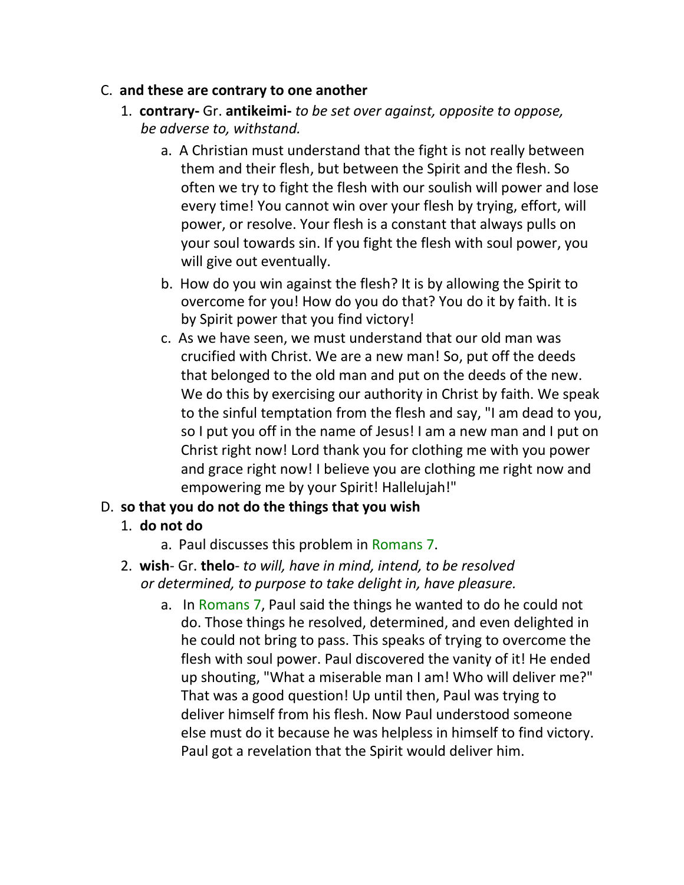C. **and these are contrary to one another**

1. **contrary-** Gr. **antikeimi-** *to be set over against, opposite to oppose, be adverse to, withstand.*

   a. A Christian must understand that the fight is not really between them and their flesh, but between the Spirit and the flesh. So often we try to fight the flesh with our soulish will power and lose every time! You cannot win over your flesh by trying, effort, will power, or resolve. Your flesh is a constant that always pulls on your soul towards sin. If you fight the flesh with soul power, you will give out eventually.

   b. How do you win against the flesh? It is by allowing the Spirit to overcome for you! How do you do that? You do it by faith. It is by Spirit power that you find victory!

   c. As we have seen, we must understand that our old man was crucified with Christ. We are a new man! So, put off the deeds that belonged to the old man and put on the deeds of the new. We do this by exercising our authority in Christ by faith. We speak to the sinful temptation from the flesh and say, "I am dead to you, so I put you off in the name of Jesus! I am a new man and I put on Christ right now! Lord thank you for clothing me with you power and grace right now! I believe you are clothing me right now and empowering me by your Spirit! Hallelujah!"

D. **so that you do not do the things that you wish**

1. **do not do**

   a. Paul discusses this problem in Romans 7.

2. **wish**- Gr. **thelo**- *to will, have in mind, intend, to be resolved or determined, to purpose to take delight in, have pleasure.*

   a. In Romans 7, Paul said the things he wanted to do he could not do. Those things he resolved, determined, and even delighted in he could not bring to pass. This speaks of trying to overcome the flesh with soul power. Paul discovered the vanity of it! He ended up shouting, "What a miserable man I am! Who will deliver me?" That was a good question! Up until then, Paul was trying to deliver himself from his flesh. Now Paul understood someone else must do it because he was helpless in himself to find victory. Paul got a revelation that the Spirit would deliver him.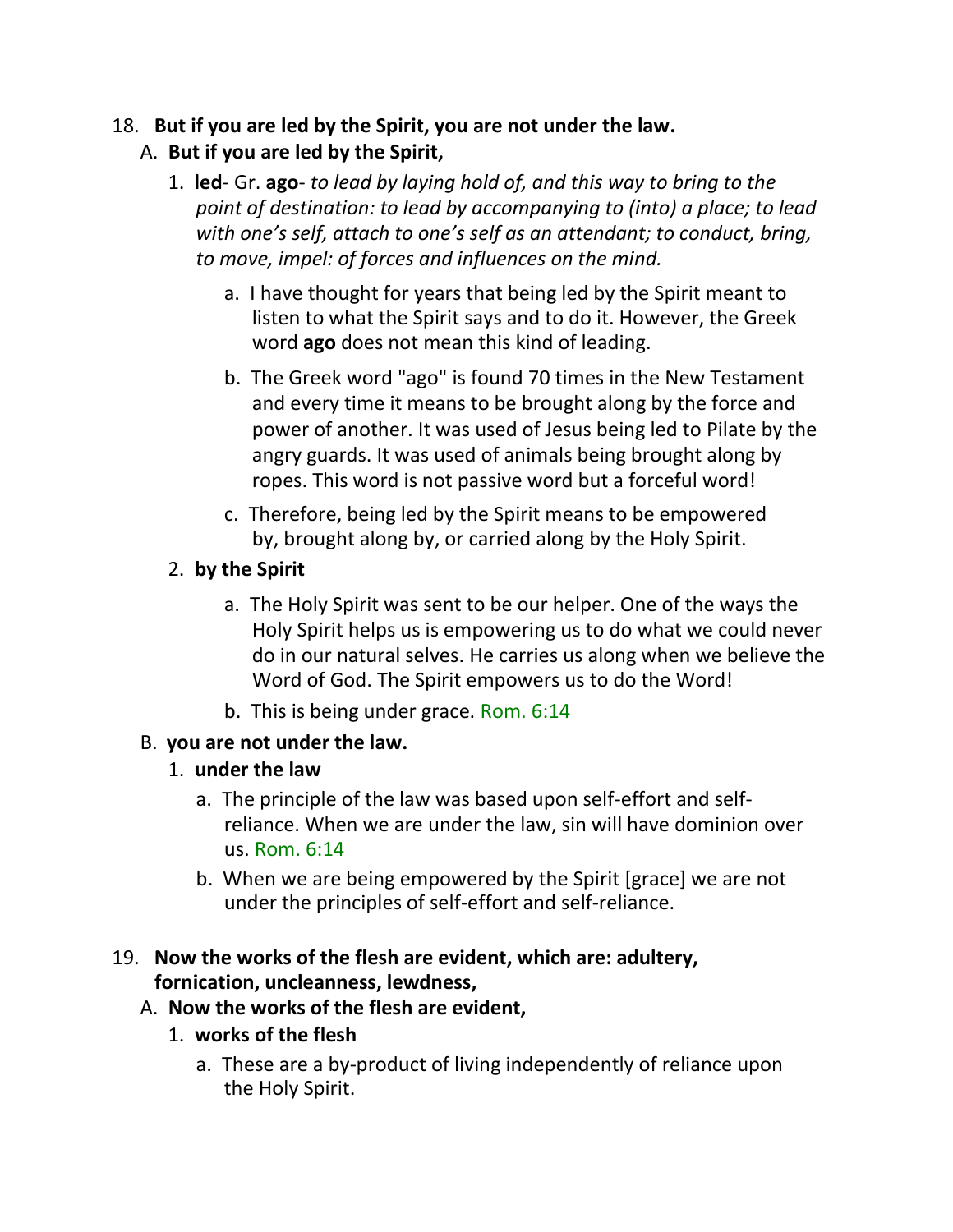18. **But if you are led by the Spirit, you are not under the law.**

   A. **But if you are led by the Spirit,**

      1. **led**- Gr. **ago**- *to lead by laying hold of, and this way to bring to the point of destination: to lead by accompanying to (into) a place; to lead with one's self, attach to one's self as an attendant; to conduct, bring, to move, impel: of forces and influences on the mind.*

         a. I have thought for years that being led by the Spirit meant to listen to what the Spirit says and to do it. However, the Greek word **ago** does not mean this kind of leading.

         b. The Greek word "ago" is found 70 times in the New Testament and every time it means to be brought along by the force and power of another. It was used of Jesus being led to Pilate by the angry guards. It was used of animals being brought along by ropes. This word is not passive word but a forceful word!

         c. Therefore, being led by the Spirit means to be empowered by, brought along by, or carried along by the Holy Spirit.

      2. **by the Spirit**

         a. The Holy Spirit was sent to be our helper. One of the ways the Holy Spirit helps us is empowering us to do what we could never do in our natural selves. He carries us along when we believe the Word of God. The Spirit empowers us to do the Word!

         b. This is being under grace. Rom. 6:14

   B. **you are not under the law.**

      1. **under the law**

         a. The principle of the law was based upon self-effort and self-reliance. When we are under the law, sin will have dominion over us. Rom. 6:14

         b. When we are being empowered by the Spirit [grace] we are not under the principles of self-effort and self-reliance.

19. **Now the works of the flesh are evident, which are: adultery, fornication, uncleanness, lewdness,**

   A. **Now the works of the flesh are evident,**

      1. **works of the flesh**

         a. These are a by-product of living independently of reliance upon the Holy Spirit.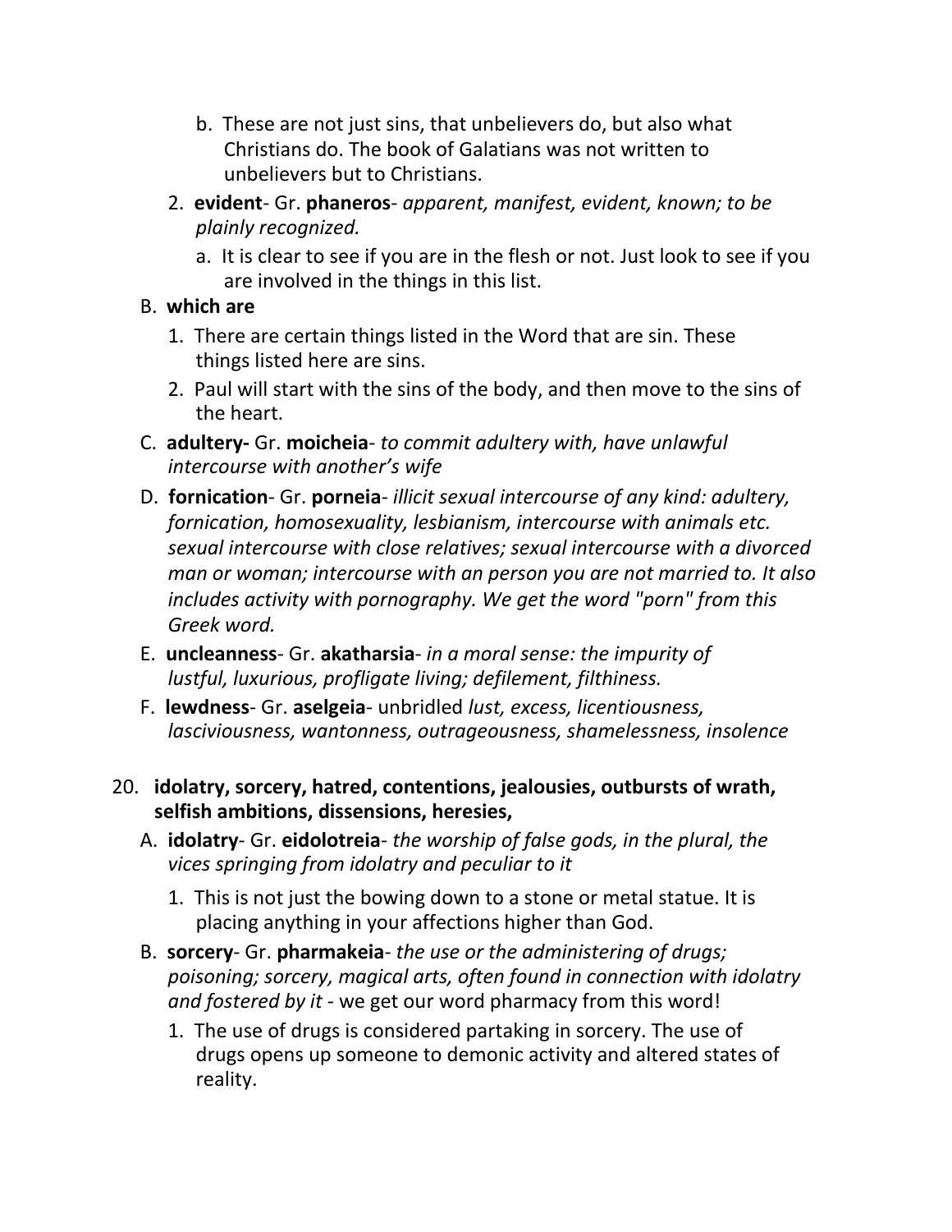b. These are not just sins, that unbelievers do, but also what Christians do. The book of Galatians was not written to unbelievers but to Christians.

2. **evident**- Gr. **phaneros**- *apparent, manifest, evident, known; to be plainly recognized.*
   a. It is clear to see if you are in the flesh or not. Just look to see if you are involved in the things in this list.

B. **which are**
   1. There are certain things listed in the Word that are sin. These things listed here are sins.
   2. Paul will start with the sins of the body, and then move to the sins of the heart.

C. **adultery-** Gr. **moicheia**- *to commit adultery with, have unlawful intercourse with another's wife*

D. **fornication**- Gr. **porneia**- *illicit sexual intercourse of any kind: adultery, fornication, homosexuality, lesbianism, intercourse with animals etc. sexual intercourse with close relatives; sexual intercourse with a divorced man or woman; intercourse with an person you are not married to. It also includes activity with pornography. We get the word "porn" from this Greek word.*

E. **uncleanness**- Gr. **akatharsia**- *in a moral sense: the impurity of lustful, luxurious, profligate living; defilement, filthiness.*

F. **lewdness**- Gr. **aselgeia**- unbridled *lust, excess, licentiousness, lasciviousness, wantonness, outrageousness, shamelessness, insolence*

20. **idolatry, sorcery, hatred, contentions, jealousies, outbursts of wrath, selfish ambitions, dissensions, heresies,**

   A. **idolatry**- Gr. **eidolotreia**- *the worship of false gods, in the plural, the vices springing from idolatry and peculiar to it*
      1. This is not just the bowing down to a stone or metal statue. It is placing anything in your affections higher than God.

   B. **sorcery**- Gr. **pharmakeia**- *the use or the administering of drugs; poisoning; sorcery, magical arts, often found in connection with idolatry and fostered by it* - we get our word pharmacy from this word!
      1. The use of drugs is considered partaking in sorcery. The use of drugs opens up someone to demonic activity and altered states of reality.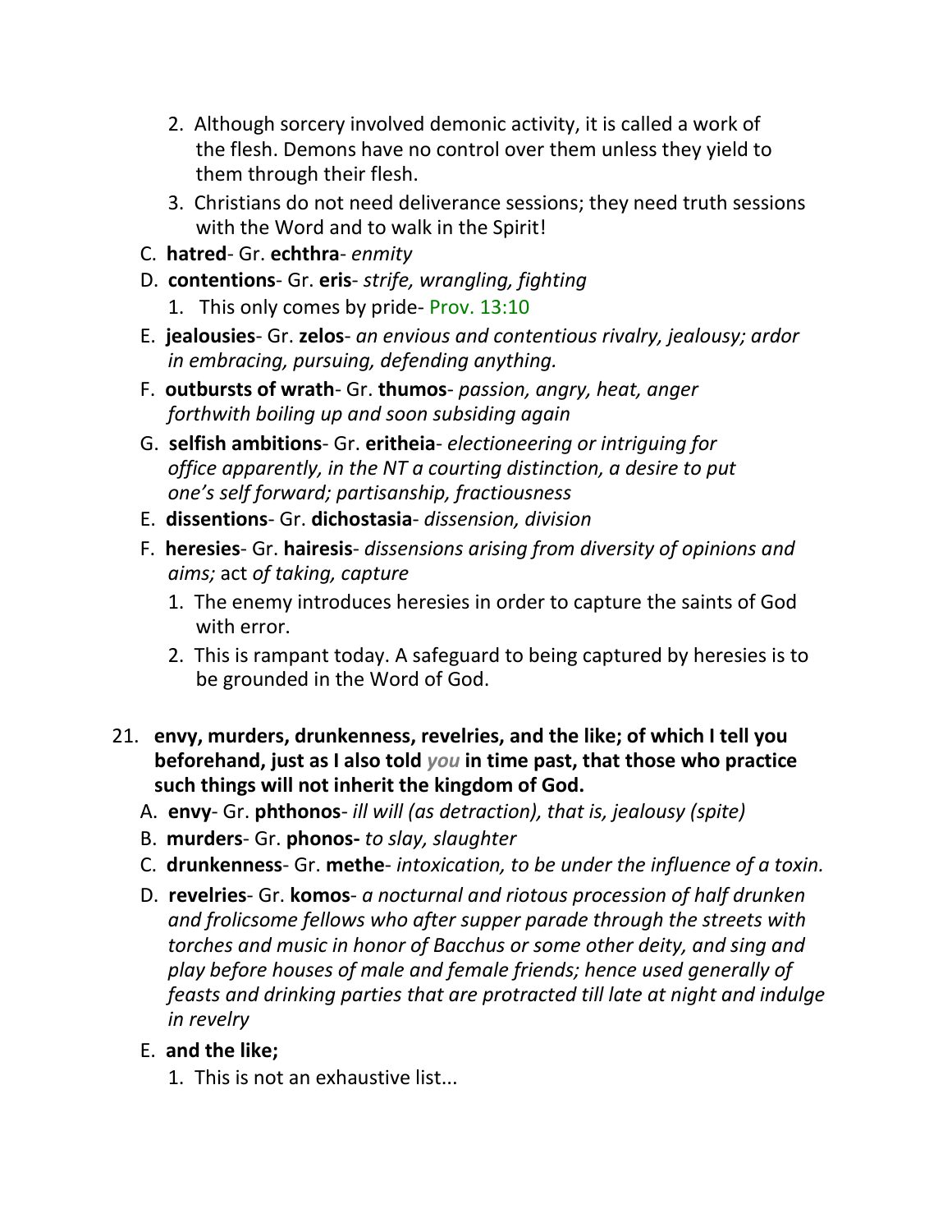2. Although sorcery involved demonic activity, it is called a work of the flesh. Demons have no control over them unless they yield to them through their flesh.
   3. Christians do not need deliverance sessions; they need truth sessions with the Word and to walk in the Spirit!

C. **hatred**- Gr. **echthra**- *enmity*

D. **contentions**- Gr. **eris**- *strife, wrangling, fighting*

   1. This only comes by pride- Prov. 13:10

E. **jealousies**- Gr. **zelos**- *an envious and contentious rivalry, jealousy; ardor in embracing, pursuing, defending anything.*

F. **outbursts of wrath**- Gr. **thumos**- *passion, angry, heat, anger forthwith boiling up and soon subsiding again*

G. **selfish ambitions**- Gr. **eritheia**- *electioneering or intriguing for office apparently, in the NT a courting distinction, a desire to put one's self forward; partisanship, fractiousness*

E. **dissentions**- Gr. **dichostasia**- *dissension, division*

F. **heresies**- Gr. **hairesis**- *dissensions arising from diversity of opinions and aims;* act *of taking, capture*

   1. The enemy introduces heresies in order to capture the saints of God with error.
   2. This is rampant today. A safeguard to being captured by heresies is to be grounded in the Word of God.

21. **envy, murders, drunkenness, revelries, and the like; of which I tell you beforehand, just as I also told *you* in time past, that those who practice such things will not inherit the kingdom of God.**

   A. **envy**- Gr. **phthonos**- *ill will (as detraction), that is, jealousy (spite)*

   B. **murders**- Gr. **phonos-** *to slay, slaughter*

   C. **drunkenness**- Gr. **methe**- *intoxication, to be under the influence of a toxin.*

   D. **revelries**- Gr. **komos**- *a nocturnal and riotous procession of half drunken and frolicsome fellows who after supper parade through the streets with torches and music in honor of Bacchus or some other deity, and sing and play before houses of male and female friends; hence used generally of feasts and drinking parties that are protracted till late at night and indulge in revelry*

   E. **and the like;**

      1. This is not an exhaustive list...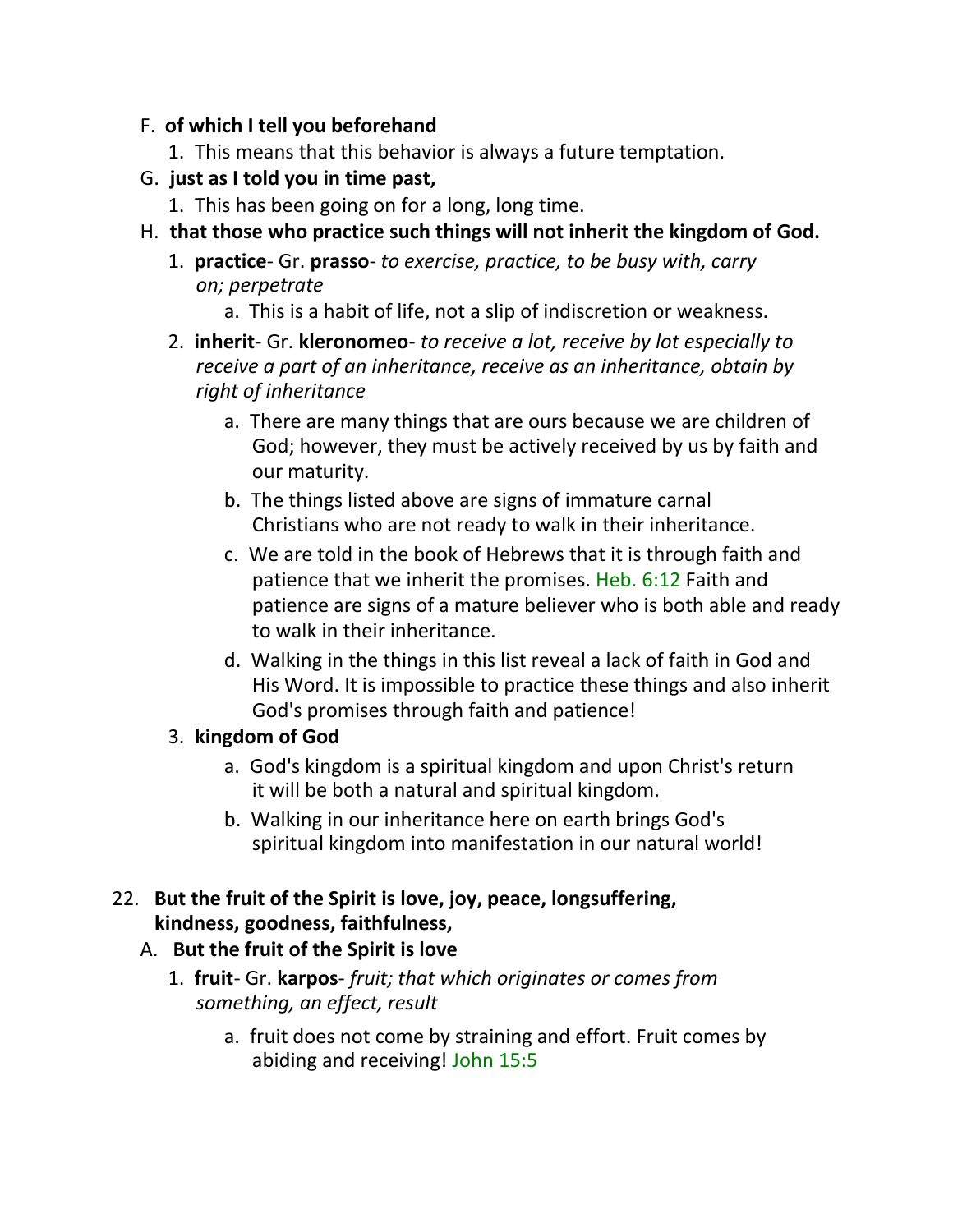F. **of which I tell you beforehand**

1. This means that this behavior is always a future temptation.

G. **just as I told you in time past,**

1. This has been going on for a long, long time.

H. **that those who practice such things will not inherit the kingdom of God.**

1. **practice**- Gr. **prasso**- *to exercise, practice, to be busy with, carry on; perpetrate*
   a. This is a habit of life, not a slip of indiscretion or weakness.
2. **inherit**- Gr. **kleronomeo**- *to receive a lot, receive by lot especially to receive a part of an inheritance, receive as an inheritance, obtain by right of inheritance*
   a. There are many things that are ours because we are children of God; however, they must be actively received by us by faith and our maturity.
   b. The things listed above are signs of immature carnal Christians who are not ready to walk in their inheritance.
   c. We are told in the book of Hebrews that it is through faith and patience that we inherit the promises. Heb. 6:12 Faith and patience are signs of a mature believer who is both able and ready to walk in their inheritance.
   d. Walking in the things in this list reveal a lack of faith in God and His Word. It is impossible to practice these things and also inherit God's promises through faith and patience!
3. **kingdom of God**
   a. God's kingdom is a spiritual kingdom and upon Christ's return it will be both a natural and spiritual kingdom.
   b. Walking in our inheritance here on earth brings God's spiritual kingdom into manifestation in our natural world!

22. **But the fruit of the Spirit is love, joy, peace, longsuffering, kindness, goodness, faithfulness,**

A. **But the fruit of the Spirit is love**

1. **fruit**- Gr. **karpos**- *fruit; that which originates or comes from something, an effect, result*
   a. fruit does not come by straining and effort. Fruit comes by abiding and receiving! John 15:5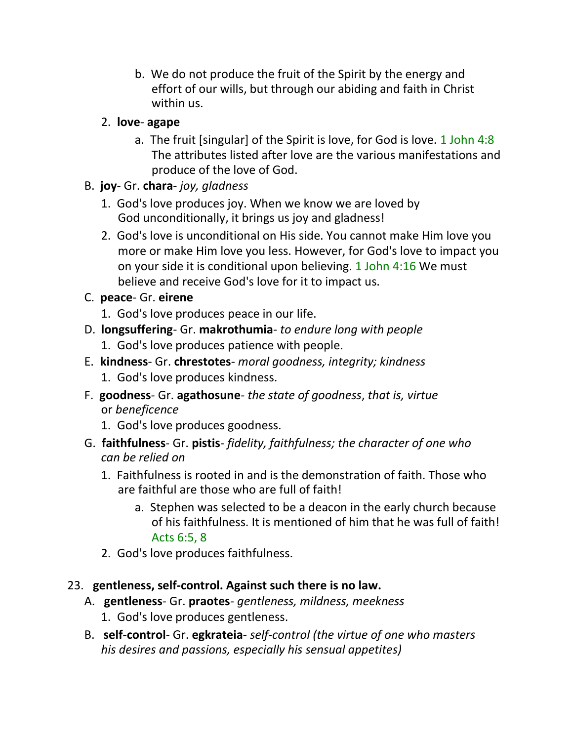b. We do not produce the fruit of the Spirit by the energy and effort of our wills, but through our abiding and faith in Christ within us.

2. **love**- **agape**

   a. The fruit [singular] of the Spirit is love, for God is love. 1 John 4:8 The attributes listed after love are the various manifestations and produce of the love of God.

B. **joy**- Gr. **chara**- *joy, gladness*

1. God's love produces joy. When we know we are loved by God unconditionally, it brings us joy and gladness!
2. God's love is unconditional on His side. You cannot make Him love you more or make Him love you less. However, for God's love to impact you on your side it is conditional upon believing. 1 John 4:16 We must believe and receive God's love for it to impact us.

C. **peace**- Gr. **eirene**

1. God's love produces peace in our life.

D. **longsuffering**- Gr. **makrothumia**- *to endure long with people*

1. God's love produces patience with people.

E. **kindness**- Gr. **chrestotes**- *moral goodness, integrity; kindness*

1. God's love produces kindness.

F. **goodness**- Gr. **agathosune**- *the state of goodness*, *that is, virtue* or *beneficence*

1. God's love produces goodness.

G. **faithfulness**- Gr. **pistis**- *fidelity, faithfulness; the character of one who can be relied on*

1. Faithfulness is rooted in and is the demonstration of faith. Those who are faithful are those who are full of faith!

   a. Stephen was selected to be a deacon in the early church because of his faithfulness. It is mentioned of him that he was full of faith! Acts 6:5, 8

2. God's love produces faithfulness.

23. **gentleness, self-control. Against such there is no law.**

A. **gentleness**- Gr. **praotes**- *gentleness, mildness, meekness*

1. God's love produces gentleness.

B. **self-control**- Gr. **egkrateia**- *self-control (the virtue of one who masters his desires and passions, especially his sensual appetites)*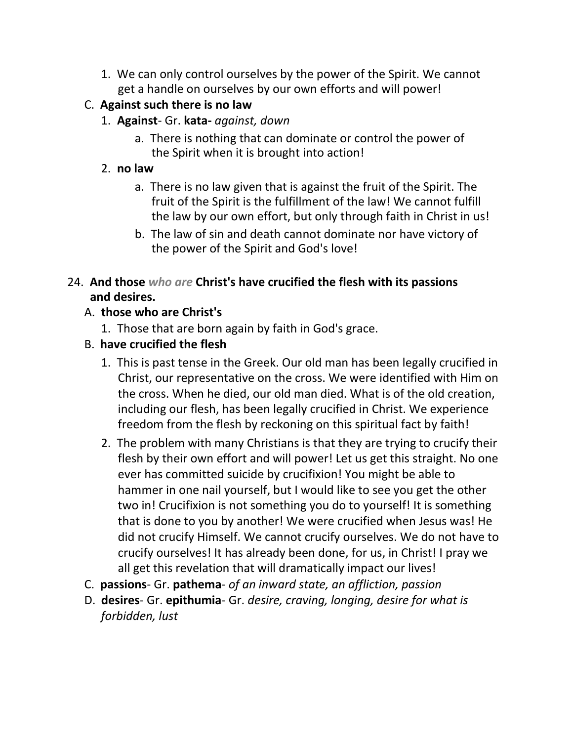1. We can only control ourselves by the power of the Spirit. We cannot get a handle on ourselves by our own efforts and will power!

C. **Against such there is no law**

1. **Against**- Gr. **kata-** *against, down*
   a. There is nothing that can dominate or control the power of the Spirit when it is brought into action!
2. **no law**
   a. There is no law given that is against the fruit of the Spirit. The fruit of the Spirit is the fulfillment of the law! We cannot fulfill the law by our own effort, but only through faith in Christ in us!
   b. The law of sin and death cannot dominate nor have victory of the power of the Spirit and God's love!

24. **And those** *who are* **Christ's have crucified the flesh with its passions and desires.**

A. **those who are Christ's**

1. Those that are born again by faith in God's grace.

B. **have crucified the flesh**

1. This is past tense in the Greek. Our old man has been legally crucified in Christ, our representative on the cross. We were identified with Him on the cross. When he died, our old man died. What is of the old creation, including our flesh, has been legally crucified in Christ. We experience freedom from the flesh by reckoning on this spiritual fact by faith!
2. The problem with many Christians is that they are trying to crucify their flesh by their own effort and will power! Let us get this straight. No one ever has committed suicide by crucifixion! You might be able to hammer in one nail yourself, but I would like to see you get the other two in! Crucifixion is not something you do to yourself! It is something that is done to you by another! We were crucified when Jesus was! He did not crucify Himself. We cannot crucify ourselves. We do not have to crucify ourselves! It has already been done, for us, in Christ! I pray we all get this revelation that will dramatically impact our lives!

C. **passions**- Gr. **pathema**- *of an inward state, an affliction, passion*

D. **desires**- Gr. **epithumia**- Gr. *desire, craving, longing, desire for what is forbidden, lust*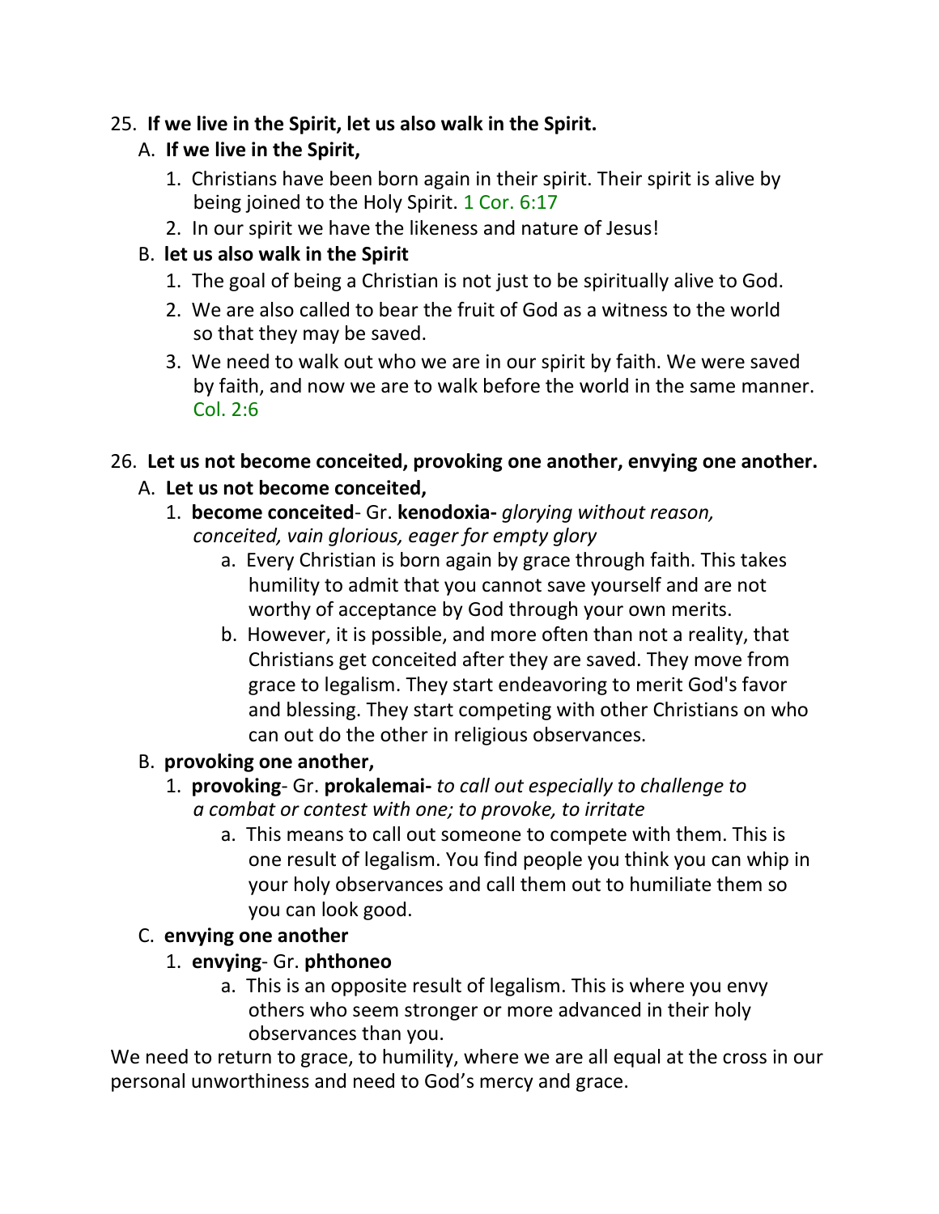25. **If we live in the Spirit, let us also walk in the Spirit.**

   A. **If we live in the Spirit,**

      1. Christians have been born again in their spirit. Their spirit is alive by being joined to the Holy Spirit. 1 Cor. 6:17
      2. In our spirit we have the likeness and nature of Jesus!

   B. **let us also walk in the Spirit**

      1. The goal of being a Christian is not just to be spiritually alive to God.
      2. We are also called to bear the fruit of God as a witness to the world so that they may be saved.
      3. We need to walk out who we are in our spirit by faith. We were saved by faith, and now we are to walk before the world in the same manner. Col. 2:6

26. **Let us not become conceited, provoking one another, envying one another.**

   A. **Let us not become conceited,**

      1. **become conceited**- Gr. **kenodoxia-** *glorying without reason, conceited, vain glorious, eager for empty glory*

         a. Every Christian is born again by grace through faith. This takes humility to admit that you cannot save yourself and are not worthy of acceptance by God through your own merits.

         b. However, it is possible, and more often than not a reality, that Christians get conceited after they are saved. They move from grace to legalism. They start endeavoring to merit God's favor and blessing. They start competing with other Christians on who can out do the other in religious observances.

   B. **provoking one another,**

      1. **provoking**- Gr. **prokalemai-** *to call out especially to challenge to a combat or contest with one; to provoke, to irritate*

         a. This means to call out someone to compete with them. This is one result of legalism. You find people you think you can whip in your holy observances and call them out to humiliate them so you can look good.

   C. **envying one another**

      1. **envying**- Gr. **phthoneo**

         a. This is an opposite result of legalism. This is where you envy others who seem stronger or more advanced in their holy observances than you.

We need to return to grace, to humility, where we are all equal at the cross in our personal unworthiness and need to God's mercy and grace.